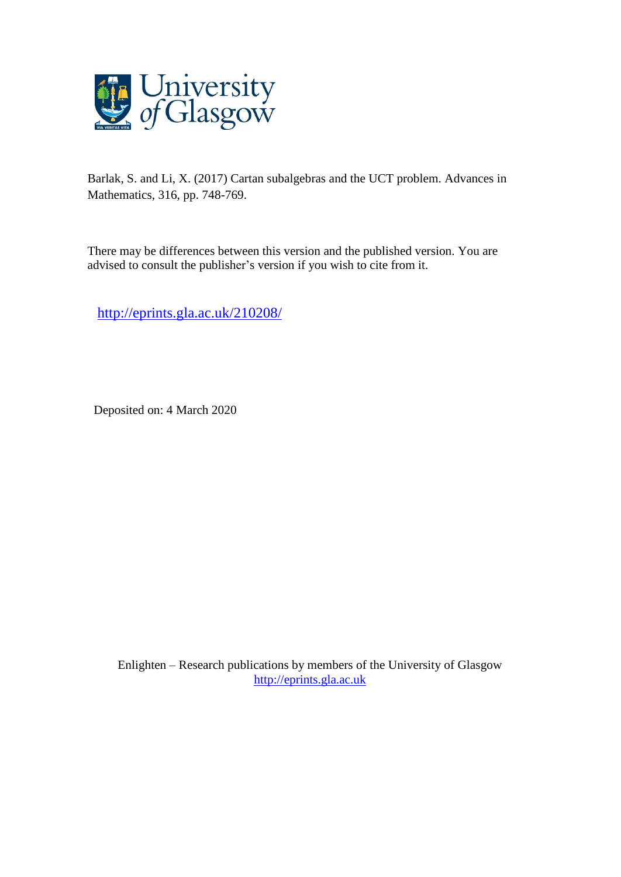University of Glasgow

Barlak, S. and Li, X. (2017) Cartan subalgebras and the UCT problem. Advances in Mathematics, 316, pp. 748-769.

There may be differences between this version and the published version. You are advised to consult the publisher's version if you wish to cite from it.

http://eprints.gla.ac.uk/210208/

Deposited on: 4 March 2020

Enlighten – Research publications by members of the University of Glasgow
http://eprints.gla.ac.uk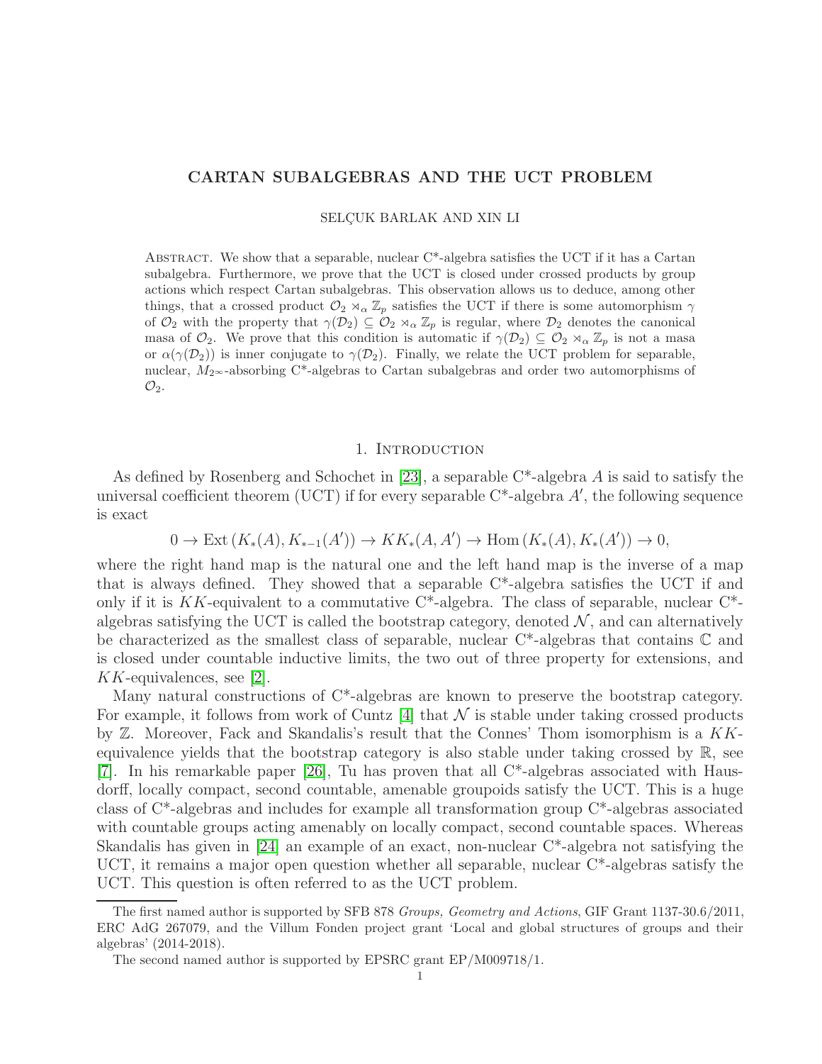# CARTAN SUBALGEBRAS AND THE UCT PROBLEM

SELÇUK BARLAK AND XIN LI

Abstract. We show that a separable, nuclear C*-algebra satisfies the UCT if it has a Cartan subalgebra. Furthermore, we prove that the UCT is closed under crossed products by group actions which respect Cartan subalgebras. This observation allows us to deduce, among other things, that a crossed product $\mathcal{O}_2 \rtimes_\alpha \mathbb{Z}_p$ satisfies the UCT if there is some automorphism $\gamma$ of $\mathcal{O}_2$ with the property that $\gamma(\mathcal{D}_2) \subseteq \mathcal{O}_2 \rtimes_\alpha \mathbb{Z}_p$ is regular, where $\mathcal{D}_2$ denotes the canonical masa of $\mathcal{O}_2$. We prove that this condition is automatic if $\gamma(\mathcal{D}_2) \subseteq \mathcal{O}_2 \rtimes_\alpha \mathbb{Z}_p$ is not a masa or $\alpha(\gamma(\mathcal{D}_2))$ is inner conjugate to $\gamma(\mathcal{D}_2)$. Finally, we relate the UCT problem for separable, nuclear, $M_{2^\infty}$-absorbing C*-algebras to Cartan subalgebras and order two automorphisms of $\mathcal{O}_2$.

## 1. Introduction

As defined by Rosenberg and Schochet in [23], a separable C*-algebra $A$ is said to satisfy the universal coefficient theorem (UCT) if for every separable C*-algebra $A'$, the following sequence is exact

$$0 \to \mathrm{Ext}\left(K_*(A), K_{*-1}(A')\right) \to KK_*(A, A') \to \mathrm{Hom}\left(K_*(A), K_*(A')\right) \to 0,$$

where the right hand map is the natural one and the left hand map is the inverse of a map that is always defined. They showed that a separable C*-algebra satisfies the UCT if and only if it is $KK$-equivalent to a commutative C*-algebra. The class of separable, nuclear C*-algebras satisfying the UCT is called the bootstrap category, denoted $\mathcal{N}$, and can alternatively be characterized as the smallest class of separable, nuclear C*-algebras that contains $\mathbb{C}$ and is closed under countable inductive limits, the two out of three property for extensions, and $KK$-equivalences, see [2].

Many natural constructions of C*-algebras are known to preserve the bootstrap category. For example, it follows from work of Cuntz [4] that $\mathcal{N}$ is stable under taking crossed products by $\mathbb{Z}$. Moreover, Fack and Skandalis's result that the Connes' Thom isomorphism is a $KK$-equivalence yields that the bootstrap category is also stable under taking crossed by $\mathbb{R}$, see [7]. In his remarkable paper [26], Tu has proven that all C*-algebras associated with Hausdorff, locally compact, second countable, amenable groupoids satisfy the UCT. This is a huge class of C*-algebras and includes for example all transformation group C*-algebras associated with countable groups acting amenably on locally compact, second countable spaces. Whereas Skandalis has given in [24] an example of an exact, non-nuclear C*-algebra not satisfying the UCT, it remains a major open question whether all separable, nuclear C*-algebras satisfy the UCT. This question is often referred to as the UCT problem.

The first named author is supported by SFB 878 *Groups, Geometry and Actions*, GIF Grant 1137-30.6/2011, ERC AdG 267079, and the Villum Fonden project grant 'Local and global structures of groups and their algebras' (2014-2018).

The second named author is supported by EPSRC grant EP/M009718/1.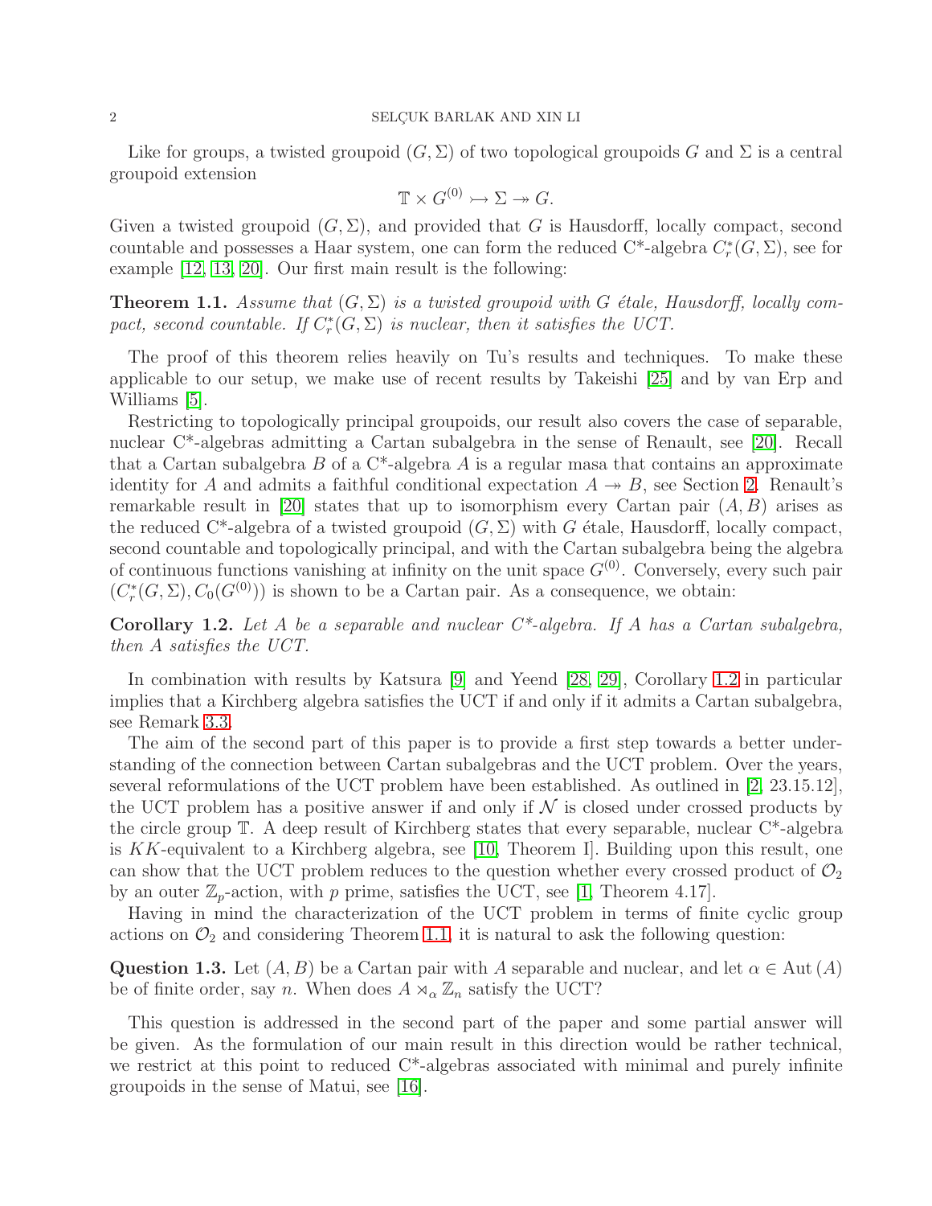Like for groups, a twisted groupoid $(G, \Sigma)$ of two topological groupoids $G$ and $\Sigma$ is a central groupoid extension

$$\mathbb{T} \times G^{(0)} \rightarrowtail \Sigma \twoheadrightarrow G.$$

Given a twisted groupoid $(G, \Sigma)$, and provided that $G$ is Hausdorff, locally compact, second countable and possesses a Haar system, one can form the reduced C*-algebra $C^*_r(G, \Sigma)$, see for example [12, 13, 20]. Our first main result is the following:

**Theorem 1.1.** *Assume that $(G, \Sigma)$ is a twisted groupoid with $G$ étale, Hausdorff, locally compact, second countable. If $C^*_r(G, \Sigma)$ is nuclear, then it satisfies the UCT.*

The proof of this theorem relies heavily on Tu's results and techniques. To make these applicable to our setup, we make use of recent results by Takeishi [25] and by van Erp and Williams [5].

Restricting to topologically principal groupoids, our result also covers the case of separable, nuclear C*-algebras admitting a Cartan subalgebra in the sense of Renault, see [20]. Recall that a Cartan subalgebra $B$ of a C*-algebra $A$ is a regular masa that contains an approximate identity for $A$ and admits a faithful conditional expectation $A \twoheadrightarrow B$, see Section 2. Renault's remarkable result in [20] states that up to isomorphism every Cartan pair $(A, B)$ arises as the reduced C*-algebra of a twisted groupoid $(G, \Sigma)$ with $G$ étale, Hausdorff, locally compact, second countable and topologically principal, and with the Cartan subalgebra being the algebra of continuous functions vanishing at infinity on the unit space $G^{(0)}$. Conversely, every such pair $(C^*_r(G, \Sigma), C_0(G^{(0)}))$ is shown to be a Cartan pair. As a consequence, we obtain:

**Corollary 1.2.** *Let $A$ be a separable and nuclear C*-algebra. If $A$ has a Cartan subalgebra, then $A$ satisfies the UCT.*

In combination with results by Katsura [9] and Yeend [28, 29], Corollary 1.2 in particular implies that a Kirchberg algebra satisfies the UCT if and only if it admits a Cartan subalgebra, see Remark 3.3.

The aim of the second part of this paper is to provide a first step towards a better understanding of the connection between Cartan subalgebras and the UCT problem. Over the years, several reformulations of the UCT problem have been established. As outlined in [2, 23.15.12], the UCT problem has a positive answer if and only if $\mathcal{N}$ is closed under crossed products by the circle group $\mathbb{T}$. A deep result of Kirchberg states that every separable, nuclear C*-algebra is $KK$-equivalent to a Kirchberg algebra, see [10, Theorem I]. Building upon this result, one can show that the UCT problem reduces to the question whether every crossed product of $\mathcal{O}_2$ by an outer $\mathbb{Z}_p$-action, with $p$ prime, satisfies the UCT, see [1, Theorem 4.17].

Having in mind the characterization of the UCT problem in terms of finite cyclic group actions on $\mathcal{O}_2$ and considering Theorem 1.1, it is natural to ask the following question:

**Question 1.3.** Let $(A, B)$ be a Cartan pair with $A$ separable and nuclear, and let $\alpha \in \mathrm{Aut}\,(A)$ be of finite order, say $n$. When does $A \rtimes_\alpha \mathbb{Z}_n$ satisfy the UCT?

This question is addressed in the second part of the paper and some partial answer will be given. As the formulation of our main result in this direction would be rather technical, we restrict at this point to reduced C*-algebras associated with minimal and purely infinite groupoids in the sense of Matui, see [16].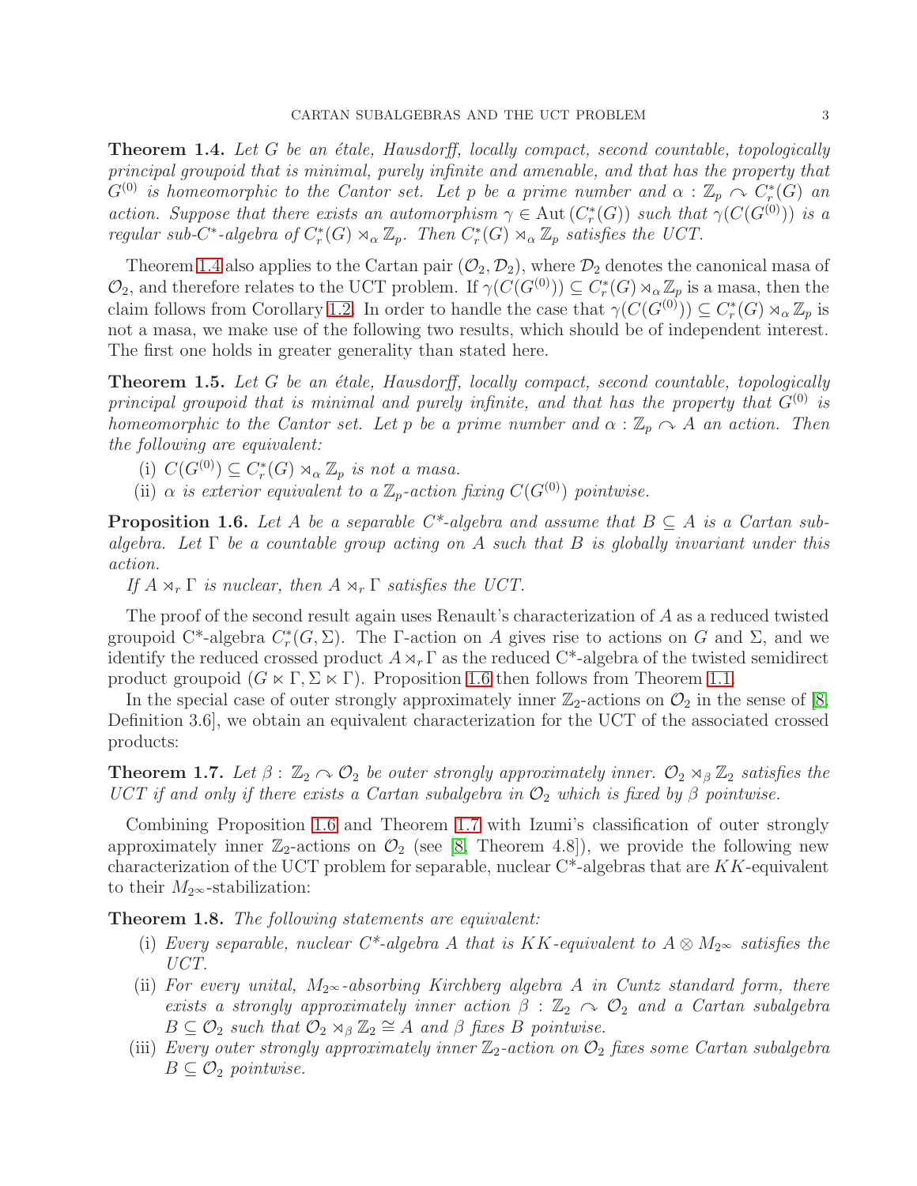**Theorem 1.4.** *Let $G$ be an étale, Hausdorff, locally compact, second countable, topologically principal groupoid that is minimal, purely infinite and amenable, and that has the property that $G^{(0)}$ is homeomorphic to the Cantor set. Let $p$ be a prime number and $\alpha : \mathbb{Z}_p \curvearrowright C_r^*(G)$ an action. Suppose that there exists an automorphism $\gamma \in \mathrm{Aut}\,(C_r^*(G))$ such that $\gamma(C(G^{(0)}))$ is a regular sub-C\*-algebra of $C_r^*(G) \rtimes_\alpha \mathbb{Z}_p$. Then $C_r^*(G) \rtimes_\alpha \mathbb{Z}_p$ satisfies the UCT.*

Theorem 1.4 also applies to the Cartan pair $(\mathcal{O}_2, \mathcal{D}_2)$, where $\mathcal{D}_2$ denotes the canonical masa of $\mathcal{O}_2$, and therefore relates to the UCT problem. If $\gamma(C(G^{(0)})) \subseteq C_r^*(G) \rtimes_\alpha \mathbb{Z}_p$ is a masa, then the claim follows from Corollary 1.2. In order to handle the case that $\gamma(C(G^{(0)})) \subseteq C_r^*(G) \rtimes_\alpha \mathbb{Z}_p$ is not a masa, we make use of the following two results, which should be of independent interest. The first one holds in greater generality than stated here.

**Theorem 1.5.** *Let $G$ be an étale, Hausdorff, locally compact, second countable, topologically principal groupoid that is minimal and purely infinite, and that has the property that $G^{(0)}$ is homeomorphic to the Cantor set. Let $p$ be a prime number and $\alpha : \mathbb{Z}_p \curvearrowright A$ an action. Then the following are equivalent:*

(i) *$C(G^{(0)}) \subseteq C_r^*(G) \rtimes_\alpha \mathbb{Z}_p$ is not a masa.*

(ii) *$\alpha$ is exterior equivalent to a $\mathbb{Z}_p$-action fixing $C(G^{(0)})$ pointwise.*

**Proposition 1.6.** *Let $A$ be a separable C\*-algebra and assume that $B \subseteq A$ is a Cartan subalgebra. Let $\Gamma$ be a countable group acting on $A$ such that $B$ is globally invariant under this action.*

*If $A \rtimes_r \Gamma$ is nuclear, then $A \rtimes_r \Gamma$ satisfies the UCT.*

The proof of the second result again uses Renault's characterization of $A$ as a reduced twisted groupoid C\*-algebra $C_r^*(G, \Sigma)$. The $\Gamma$-action on $A$ gives rise to actions on $G$ and $\Sigma$, and we identify the reduced crossed product $A \rtimes_r \Gamma$ as the reduced C\*-algebra of the twisted semidirect product groupoid $(G \ltimes \Gamma, \Sigma \ltimes \Gamma)$. Proposition 1.6 then follows from Theorem 1.1.

In the special case of outer strongly approximately inner $\mathbb{Z}_2$-actions on $\mathcal{O}_2$ in the sense of [8, Definition 3.6], we obtain an equivalent characterization for the UCT of the associated crossed products:

**Theorem 1.7.** *Let $\beta : \mathbb{Z}_2 \curvearrowright \mathcal{O}_2$ be outer strongly approximately inner. $\mathcal{O}_2 \rtimes_\beta \mathbb{Z}_2$ satisfies the UCT if and only if there exists a Cartan subalgebra in $\mathcal{O}_2$ which is fixed by $\beta$ pointwise.*

Combining Proposition 1.6 and Theorem 1.7 with Izumi's classification of outer strongly approximately inner $\mathbb{Z}_2$-actions on $\mathcal{O}_2$ (see [8, Theorem 4.8]), we provide the following new characterization of the UCT problem for separable, nuclear C\*-algebras that are $KK$-equivalent to their $M_{2^\infty}$-stabilization:

**Theorem 1.8.** *The following statements are equivalent:*

(i) *Every separable, nuclear C\*-algebra $A$ that is $KK$-equivalent to $A \otimes M_{2^\infty}$ satisfies the UCT.*

(ii) *For every unital, $M_{2^\infty}$-absorbing Kirchberg algebra $A$ in Cuntz standard form, there exists a strongly approximately inner action $\beta : \mathbb{Z}_2 \curvearrowright \mathcal{O}_2$ and a Cartan subalgebra $B \subseteq \mathcal{O}_2$ such that $\mathcal{O}_2 \rtimes_\beta \mathbb{Z}_2 \cong A$ and $\beta$ fixes $B$ pointwise.*

(iii) *Every outer strongly approximately inner $\mathbb{Z}_2$-action on $\mathcal{O}_2$ fixes some Cartan subalgebra $B \subseteq \mathcal{O}_2$ pointwise.*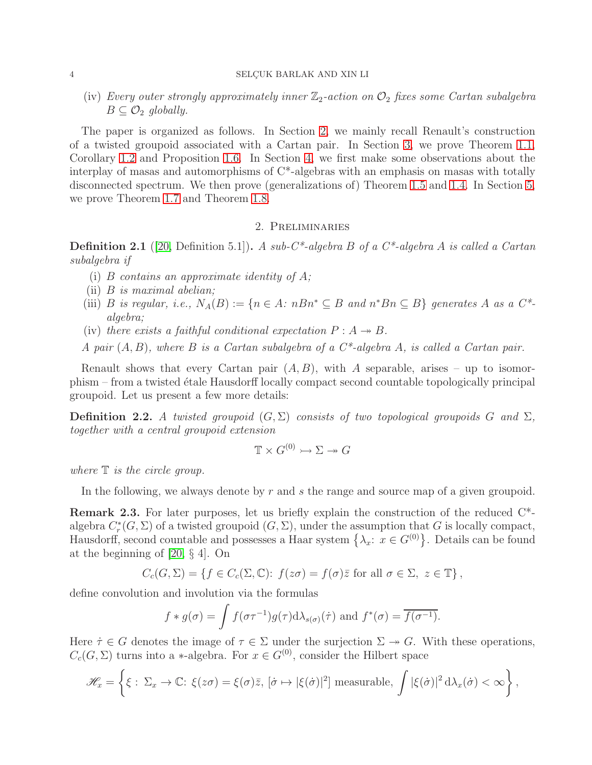(iv) *Every outer strongly approximately inner $\mathbb{Z}_2$-action on $\mathcal{O}_2$ fixes some Cartan subalgebra $B \subseteq \mathcal{O}_2$ globally.*

The paper is organized as follows. In Section 2, we mainly recall Renault's construction of a twisted groupoid associated with a Cartan pair. In Section 3, we prove Theorem 1.1, Corollary 1.2 and Proposition 1.6. In Section 4, we first make some observations about the interplay of masas and automorphisms of C\*-algebras with an emphasis on masas with totally disconnected spectrum. We then prove (generalizations of) Theorem 1.5 and 1.4. In Section 5, we prove Theorem 1.7 and Theorem 1.8.

## 2. Preliminaries

**Definition 2.1** ([20, Definition 5.1])**.** *A sub-C\*-algebra $B$ of a C\*-algebra $A$ is called a Cartan subalgebra if*

(i) *$B$ contains an approximate identity of $A$;*
(ii) *$B$ is maximal abelian;*
(iii) *$B$ is regular, i.e., $N_A(B) := \{n \in A\colon nBn^* \subseteq B \text{ and } n^*Bn \subseteq B\}$ generates $A$ as a C\*-algebra;*
(iv) *there exists a faithful conditional expectation $P : A \twoheadrightarrow B$.*

*A pair $(A, B)$, where $B$ is a Cartan subalgebra of a C\*-algebra $A$, is called a Cartan pair.*

Renault shows that every Cartan pair $(A, B)$, with $A$ separable, arises – up to isomorphism – from a twisted étale Hausdorff locally compact second countable topologically principal groupoid. Let us present a few more details:

**Definition 2.2.** *A twisted groupoid $(G, \Sigma)$ consists of two topological groupoids $G$ and $\Sigma$, together with a central groupoid extension*

$$\mathbb{T} \times G^{(0)} \rightarrowtail \Sigma \twoheadrightarrow G$$

*where $\mathbb{T}$ is the circle group.*

In the following, we always denote by $r$ and $s$ the range and source map of a given groupoid.

**Remark 2.3.** For later purposes, let us briefly explain the construction of the reduced C\*-algebra $C^*_r(G, \Sigma)$ of a twisted groupoid $(G, \Sigma)$, under the assumption that $G$ is locally compact, Hausdorff, second countable and possesses a Haar system $\left\{\lambda_x\colon x \in G^{(0)}\right\}$. Details can be found at the beginning of [20, § 4]. On

$$C_c(G, \Sigma) = \left\{f \in C_c(\Sigma, \mathbb{C})\colon f(z\sigma) = f(\sigma)\bar{z} \text{ for all } \sigma \in \Sigma,\ z \in \mathbb{T}\right\},$$

define convolution and involution via the formulas

$$f * g(\sigma) = \int f(\sigma\tau^{-1})g(\tau)\mathrm{d}\lambda_{s(\sigma)}(\dot{\tau}) \text{ and } f^*(\sigma) = \overline{f(\sigma^{-1})}.$$

Here $\dot{\tau} \in G$ denotes the image of $\tau \in \Sigma$ under the surjection $\Sigma \twoheadrightarrow G$. With these operations, $C_c(G, \Sigma)$ turns into a $*$-algebra. For $x \in G^{(0)}$, consider the Hilbert space

$$\mathscr{H}_x = \left\{\xi : \Sigma_x \to \mathbb{C}\colon \xi(z\sigma) = \xi(\sigma)\bar{z},\ [\dot{\sigma} \mapsto |\xi(\dot{\sigma})|^2] \text{ measurable}, \int |\xi(\dot{\sigma})|^2 \,\mathrm{d}\lambda_x(\dot{\sigma}) < \infty\right\},$$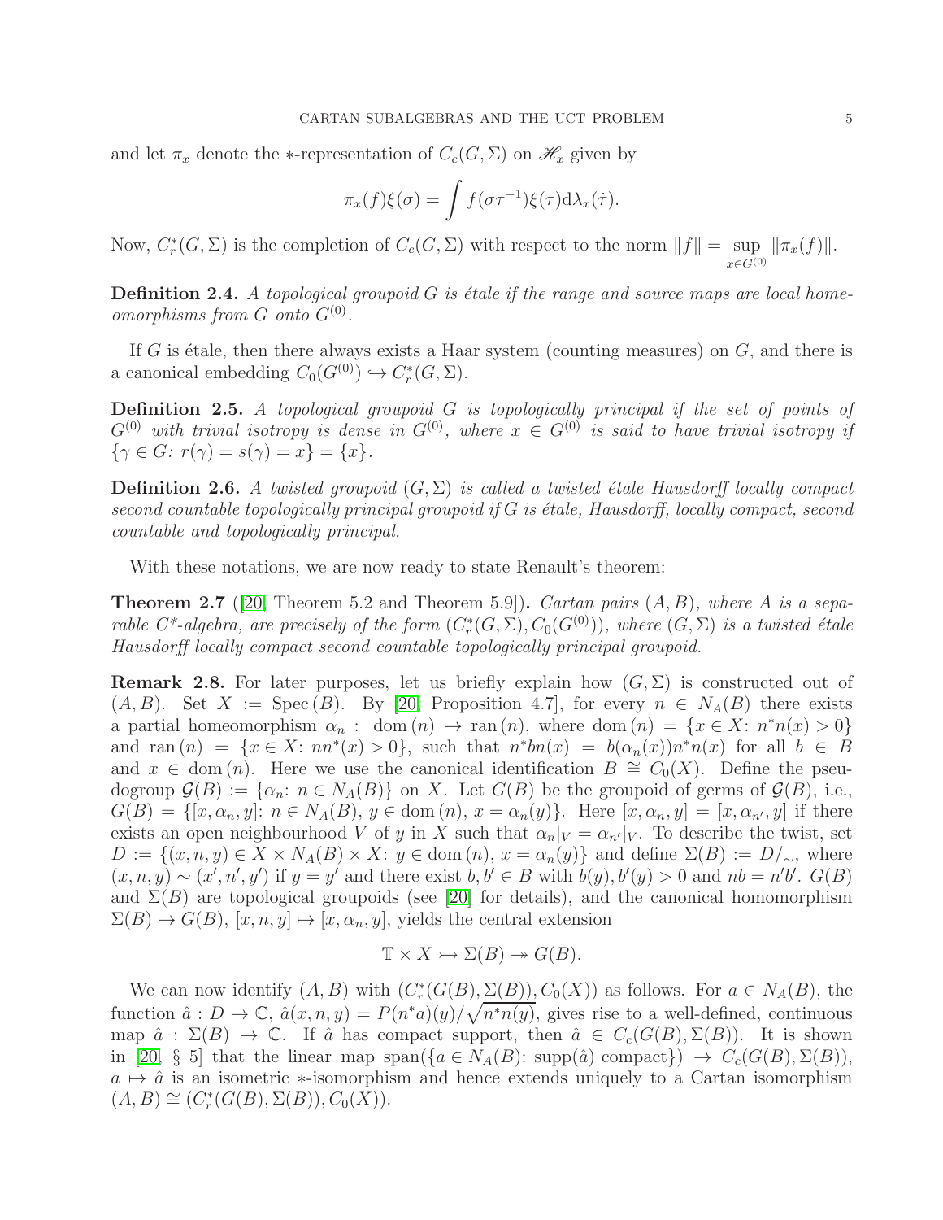and let $\pi_x$ denote the $*$-representation of $C_c(G,\Sigma)$ on $\mathscr{H}_x$ given by

$$\pi_x(f)\xi(\sigma) = \int f(\sigma\tau^{-1})\xi(\tau)\mathrm{d}\lambda_x(\dot{\tau}).$$

Now, $C_r^*(G,\Sigma)$ is the completion of $C_c(G,\Sigma)$ with respect to the norm $\|f\| = \sup_{x\in G^{(0)}} \|\pi_x(f)\|$.

**Definition 2.4.** *A topological groupoid $G$ is étale if the range and source maps are local homeomorphisms from $G$ onto $G^{(0)}$.*

If $G$ is étale, then there always exists a Haar system (counting measures) on $G$, and there is a canonical embedding $C_0(G^{(0)}) \hookrightarrow C_r^*(G,\Sigma)$.

**Definition 2.5.** *A topological groupoid $G$ is topologically principal if the set of points of $G^{(0)}$ with trivial isotropy is dense in $G^{(0)}$, where $x \in G^{(0)}$ is said to have trivial isotropy if $\{\gamma \in G\colon r(\gamma) = s(\gamma) = x\} = \{x\}$.*

**Definition 2.6.** *A twisted groupoid $(G,\Sigma)$ is called a twisted étale Hausdorff locally compact second countable topologically principal groupoid if $G$ is étale, Hausdorff, locally compact, second countable and topologically principal.*

With these notations, we are now ready to state Renault's theorem:

**Theorem 2.7** ([20, Theorem 5.2 and Theorem 5.9])**.** *Cartan pairs $(A,B)$, where $A$ is a separable C\*-algebra, are precisely of the form $(C_r^*(G,\Sigma), C_0(G^{(0)}))$, where $(G,\Sigma)$ is a twisted étale Hausdorff locally compact second countable topologically principal groupoid.*

**Remark 2.8.** For later purposes, let us briefly explain how $(G,\Sigma)$ is constructed out of $(A,B)$. Set $X := \mathrm{Spec}\,(B)$. By [20, Proposition 4.7], for every $n \in N_A(B)$ there exists a partial homeomorphism $\alpha_n : \mathrm{dom}\,(n) \to \mathrm{ran}\,(n)$, where $\mathrm{dom}\,(n) = \{x \in X\colon n^*n(x) > 0\}$ and $\mathrm{ran}\,(n) = \{x \in X\colon nn^*(x) > 0\}$, such that $n^*bn(x) = b(\alpha_n(x))n^*n(x)$ for all $b \in B$ and $x \in \mathrm{dom}\,(n)$. Here we use the canonical identification $B \cong C_0(X)$. Define the pseudogroup $\mathcal{G}(B) := \{\alpha_n\colon n \in N_A(B)\}$ on $X$. Let $G(B)$ be the groupoid of germs of $\mathcal{G}(B)$, i.e., $G(B) = \{[x,\alpha_n,y]\colon n \in N_A(B),\, y \in \mathrm{dom}\,(n),\, x = \alpha_n(y)\}$. Here $[x,\alpha_n,y] = [x,\alpha_{n'},y]$ if there exists an open neighbourhood $V$ of $y$ in $X$ such that $\alpha_n|_V = \alpha_{n'}|_V$. To describe the twist, set $D := \{(x,n,y) \in X \times N_A(B) \times X\colon y \in \mathrm{dom}\,(n),\, x = \alpha_n(y)\}$ and define $\Sigma(B) := D/_\sim$, where $(x,n,y) \sim (x',n',y')$ if $y = y'$ and there exist $b, b' \in B$ with $b(y), b'(y) > 0$ and $nb = n'b'$. $G(B)$ and $\Sigma(B)$ are topological groupoids (see [20] for details), and the canonical homomorphism $\Sigma(B) \to G(B)$, $[x,n,y] \mapsto [x,\alpha_n,y]$, yields the central extension

$$\mathbb{T} \times X \rightarrowtail \Sigma(B) \twoheadrightarrow G(B).$$

We can now identify $(A,B)$ with $(C_r^*(G(B),\Sigma(B)), C_0(X))$ as follows. For $a \in N_A(B)$, the function $\hat{a} : D \to \mathbb{C}$, $\hat{a}(x,n,y) = P(n^*a)(y)/\sqrt{n^*n(y)}$, gives rise to a well-defined, continuous map $\hat{a} : \Sigma(B) \to \mathbb{C}$. If $\hat{a}$ has compact support, then $\hat{a} \in C_c(G(B),\Sigma(B))$. It is shown in [20, § 5] that the linear map $\mathrm{span}(\{a \in N_A(B)\colon \mathrm{supp}(\hat{a}) \text{ compact}\}) \to C_c(G(B),\Sigma(B))$, $a \mapsto \hat{a}$ is an isometric $*$-isomorphism and hence extends uniquely to a Cartan isomorphism $(A,B) \cong (C_r^*(G(B),\Sigma(B)), C_0(X))$.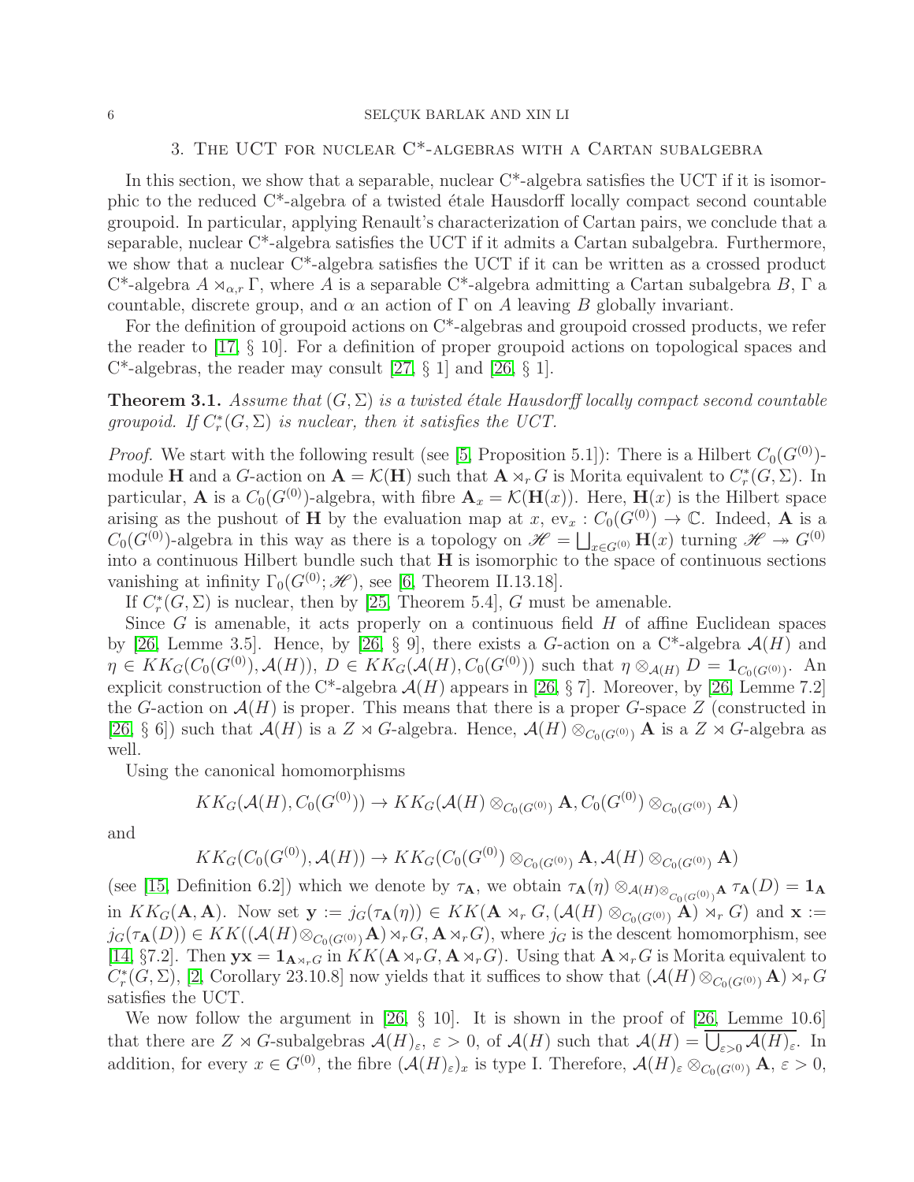## 3. The UCT for nuclear C*-algebras with a Cartan subalgebra

In this section, we show that a separable, nuclear C*-algebra satisfies the UCT if it is isomorphic to the reduced C*-algebra of a twisted étale Hausdorff locally compact second countable groupoid. In particular, applying Renault's characterization of Cartan pairs, we conclude that a separable, nuclear C*-algebra satisfies the UCT if it admits a Cartan subalgebra. Furthermore, we show that a nuclear C*-algebra satisfies the UCT if it can be written as a crossed product C*-algebra $A \rtimes_{\alpha,r} \Gamma$, where $A$ is a separable C*-algebra admitting a Cartan subalgebra $B$, $\Gamma$ a countable, discrete group, and $\alpha$ an action of $\Gamma$ on $A$ leaving $B$ globally invariant.

For the definition of groupoid actions on C*-algebras and groupoid crossed products, we refer the reader to [17, § 10]. For a definition of proper groupoid actions on topological spaces and C*-algebras, the reader may consult [27, § 1] and [26, § 1].

**Theorem 3.1.** *Assume that $(G, \Sigma)$ is a twisted étale Hausdorff locally compact second countable groupoid. If $C^*_r(G,\Sigma)$ is nuclear, then it satisfies the UCT.*

*Proof.* We start with the following result (see [5, Proposition 5.1]): There is a Hilbert $C_0(G^{(0)})$-module $\mathbf{H}$ and a $G$-action on $\mathbf{A} = \mathcal{K}(\mathbf{H})$ such that $\mathbf{A} \rtimes_r G$ is Morita equivalent to $C^*_r(G,\Sigma)$. In particular, $\mathbf{A}$ is a $C_0(G^{(0)})$-algebra, with fibre $\mathbf{A}_x = \mathcal{K}(\mathbf{H}(x))$. Here, $\mathbf{H}(x)$ is the Hilbert space arising as the pushout of $\mathbf{H}$ by the evaluation map at $x$, $\mathrm{ev}_x : C_0(G^{(0)}) \to \mathbb{C}$. Indeed, $\mathbf{A}$ is a $C_0(G^{(0)})$-algebra in this way as there is a topology on $\mathscr{H} = \bigsqcup_{x \in G^{(0)}} \mathbf{H}(x)$ turning $\mathscr{H} \twoheadrightarrow G^{(0)}$ into a continuous Hilbert bundle such that $\mathbf{H}$ is isomorphic to the space of continuous sections vanishing at infinity $\Gamma_0(G^{(0)}; \mathscr{H})$, see [6, Theorem II.13.18].

If $C^*_r(G,\Sigma)$ is nuclear, then by [25, Theorem 5.4], $G$ must be amenable.

Since $G$ is amenable, it acts properly on a continuous field $H$ of affine Euclidean spaces by [26, Lemme 3.5]. Hence, by [26, § 9], there exists a $G$-action on a C*-algebra $\mathcal{A}(H)$ and $\eta \in KK_G(C_0(G^{(0)}), \mathcal{A}(H))$, $D \in KK_G(\mathcal{A}(H), C_0(G^{(0)}))$ such that $\eta \otimes_{\mathcal{A}(H)} D = \mathbf{1}_{C_0(G^{(0)})}$. An explicit construction of the C*-algebra $\mathcal{A}(H)$ appears in [26, § 7]. Moreover, by [26, Lemme 7.2] the $G$-action on $\mathcal{A}(H)$ is proper. This means that there is a proper $G$-space $Z$ (constructed in [26, § 6]) such that $\mathcal{A}(H)$ is a $Z \rtimes G$-algebra. Hence, $\mathcal{A}(H) \otimes_{C_0(G^{(0)})} \mathbf{A}$ is a $Z \rtimes G$-algebra as well.

Using the canonical homomorphisms

$$KK_G(\mathcal{A}(H), C_0(G^{(0)})) \to KK_G(\mathcal{A}(H) \otimes_{C_0(G^{(0)})} \mathbf{A}, C_0(G^{(0)}) \otimes_{C_0(G^{(0)})} \mathbf{A})$$

and

$$KK_G(C_0(G^{(0)}), \mathcal{A}(H)) \to KK_G(C_0(G^{(0)}) \otimes_{C_0(G^{(0)})} \mathbf{A}, \mathcal{A}(H) \otimes_{C_0(G^{(0)})} \mathbf{A})$$

(see [15, Definition 6.2]) which we denote by $\tau_{\mathbf{A}}$, we obtain $\tau_{\mathbf{A}}(\eta) \otimes_{\mathcal{A}(H) \otimes_{C_0(G^{(0)})} \mathbf{A}} \tau_{\mathbf{A}}(D) = \mathbf{1}_{\mathbf{A}}$ in $KK_G(\mathbf{A}, \mathbf{A})$. Now set $\mathbf{y} := j_G(\tau_{\mathbf{A}}(\eta)) \in KK(\mathbf{A} \rtimes_r G, (\mathcal{A}(H) \otimes_{C_0(G^{(0)})} \mathbf{A}) \rtimes_r G)$ and $\mathbf{x} := j_G(\tau_{\mathbf{A}}(D)) \in KK((\mathcal{A}(H) \otimes_{C_0(G^{(0)})} \mathbf{A}) \rtimes_r G, \mathbf{A} \rtimes_r G)$, where $j_G$ is the descent homomorphism, see [14, §7.2]. Then $\mathbf{yx} = \mathbf{1}_{\mathbf{A} \rtimes_r G}$ in $KK(\mathbf{A} \rtimes_r G, \mathbf{A} \rtimes_r G)$. Using that $\mathbf{A} \rtimes_r G$ is Morita equivalent to $C^*_r(G,\Sigma)$, [2, Corollary 23.10.8] now yields that it suffices to show that $(\mathcal{A}(H) \otimes_{C_0(G^{(0)})} \mathbf{A}) \rtimes_r G$ satisfies the UCT.

We now follow the argument in [26, § 10]. It is shown in the proof of [26, Lemme 10.6] that there are $Z \rtimes G$-subalgebras $\mathcal{A}(H)_\varepsilon$, $\varepsilon > 0$, of $\mathcal{A}(H)$ such that $\mathcal{A}(H) = \overline{\bigcup_{\varepsilon > 0} \mathcal{A}(H)_\varepsilon}$. In addition, for every $x \in G^{(0)}$, the fibre $(\mathcal{A}(H)_\varepsilon)_x$ is type I. Therefore, $\mathcal{A}(H)_\varepsilon \otimes_{C_0(G^{(0)})} \mathbf{A}$, $\varepsilon > 0$,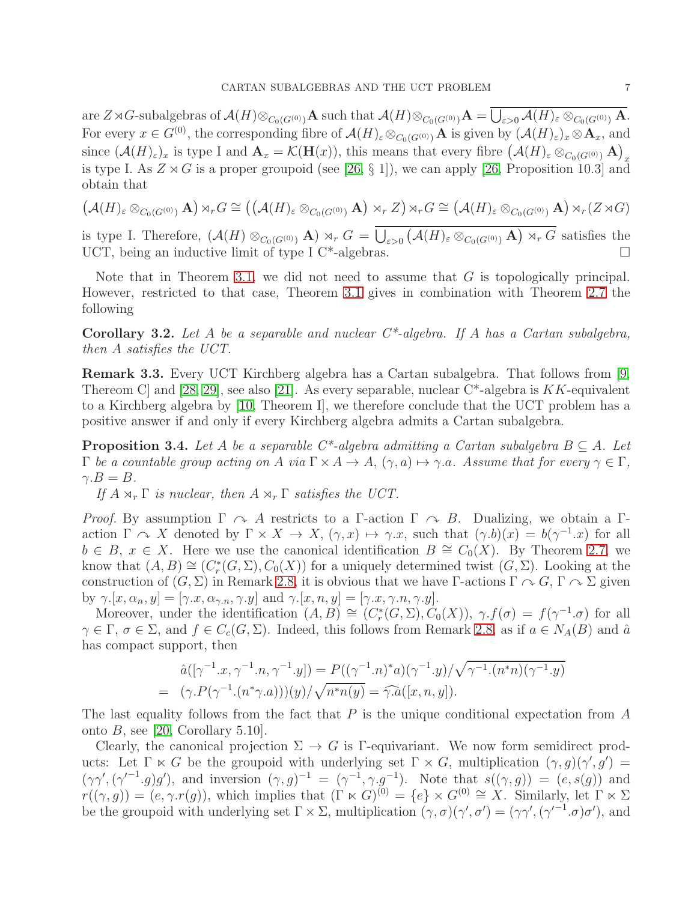are $Z \rtimes G$-subalgebras of $\mathcal{A}(H) \otimes_{C_0(G^{(0)})} \mathbf{A}$ such that $\mathcal{A}(H) \otimes_{C_0(G^{(0)})} \mathbf{A} = \overline{\bigcup_{\varepsilon > 0} \mathcal{A}(H)_\varepsilon \otimes_{C_0(G^{(0)})} \mathbf{A}}$. For every $x \in G^{(0)}$, the corresponding fibre of $\mathcal{A}(H)_\varepsilon \otimes_{C_0(G^{(0)})} \mathbf{A}$ is given by $(\mathcal{A}(H)_\varepsilon)_x \otimes \mathbf{A}_x$, and since $(\mathcal{A}(H)_\varepsilon)_x$ is type I and $\mathbf{A}_x = \mathcal{K}(\mathbf{H}(x))$, this means that every fibre $\left(\mathcal{A}(H)_\varepsilon \otimes_{C_0(G^{(0)})} \mathbf{A}\right)_x$ is type I. As $Z \rtimes G$ is a proper groupoid (see [26, § 1]), we can apply [26, Proposition 10.3] and obtain that

$$\left(\mathcal{A}(H)_\varepsilon \otimes_{C_0(G^{(0)})} \mathbf{A}\right) \rtimes_r G \cong \left(\left(\mathcal{A}(H)_\varepsilon \otimes_{C_0(G^{(0)})} \mathbf{A}\right) \rtimes_r Z\right) \rtimes_r G \cong \left(\mathcal{A}(H)_\varepsilon \otimes_{C_0(G^{(0)})} \mathbf{A}\right) \rtimes_r (Z \rtimes G)$$

is type I. Therefore, $(\mathcal{A}(H) \otimes_{C_0(G^{(0)})} \mathbf{A}) \rtimes_r G = \overline{\bigcup_{\varepsilon > 0} \left(\mathcal{A}(H)_\varepsilon \otimes_{C_0(G^{(0)})} \mathbf{A}\right) \rtimes_r G}$ satisfies the UCT, being an inductive limit of type I C*-algebras. □

Note that in Theorem 3.1, we did not need to assume that $G$ is topologically principal. However, restricted to that case, Theorem 3.1 gives in combination with Theorem 2.7 the following

**Corollary 3.2.** *Let $A$ be a separable and nuclear C\*-algebra. If $A$ has a Cartan subalgebra, then $A$ satisfies the UCT.*

**Remark 3.3.** Every UCT Kirchberg algebra has a Cartan subalgebra. That follows from [9, Thereom C] and [28, 29], see also [21]. As every separable, nuclear C*-algebra is $KK$-equivalent to a Kirchberg algebra by [10, Theorem I], we therefore conclude that the UCT problem has a positive answer if and only if every Kirchberg algebra admits a Cartan subalgebra.

**Proposition 3.4.** *Let $A$ be a separable C\*-algebra admitting a Cartan subalgebra $B \subseteq A$. Let $\Gamma$ be a countable group acting on $A$ via $\Gamma \times A \to A$, $(\gamma, a) \mapsto \gamma.a$. Assume that for every $\gamma \in \Gamma$, $\gamma.B = B$.*

*If $A \rtimes_r \Gamma$ is nuclear, then $A \rtimes_r \Gamma$ satisfies the UCT.*

*Proof.* By assumption $\Gamma \curvearrowright A$ restricts to a $\Gamma$-action $\Gamma \curvearrowright B$. Dualizing, we obtain a $\Gamma$-action $\Gamma \curvearrowright X$ denoted by $\Gamma \times X \to X$, $(\gamma, x) \mapsto \gamma.x$, such that $(\gamma.b)(x) = b(\gamma^{-1}.x)$ for all $b \in B$, $x \in X$. Here we use the canonical identification $B \cong C_0(X)$. By Theorem 2.7, we know that $(A, B) \cong (C_r^*(G, \Sigma), C_0(X))$ for a uniquely determined twist $(G, \Sigma)$. Looking at the construction of $(G, \Sigma)$ in Remark 2.8, it is obvious that we have $\Gamma$-actions $\Gamma \curvearrowright G$, $\Gamma \curvearrowright \Sigma$ given by $\gamma.[x, \alpha_n, y] = [\gamma.x, \alpha_{\gamma.n}, \gamma.y]$ and $\gamma.[x, n, y] = [\gamma.x, \gamma.n, \gamma.y]$.

Moreover, under the identification $(A, B) \cong (C_r^*(G, \Sigma), C_0(X))$, $\gamma.f(\sigma) = f(\gamma^{-1}.\sigma)$ for all $\gamma \in \Gamma$, $\sigma \in \Sigma$, and $f \in C_c(G, \Sigma)$. Indeed, this follows from Remark 2.8, as if $a \in N_A(B)$ and $\hat{a}$ has compact support, then

$$\begin{aligned}
&\hat{a}([\gamma^{-1}.x, \gamma^{-1}.n, \gamma^{-1}.y]) = P((\gamma^{-1}.n)^* a)(\gamma^{-1}.y) / \sqrt{\gamma^{-1}.(n^* n)(\gamma^{-1}.y)} \\
= \ &(\gamma.P(\gamma^{-1}.(n^* \gamma.a)))(y) / \sqrt{n^* n(y)} = \widehat{\gamma.a}([x, n, y]).
\end{aligned}$$

The last equality follows from the fact that $P$ is the unique conditional expectation from $A$ onto $B$, see [20, Corollary 5.10].

Clearly, the canonical projection $\Sigma \to G$ is $\Gamma$-equivariant. We now form semidirect products: Let $\Gamma \ltimes G$ be the groupoid with underlying set $\Gamma \times G$, multiplication $(\gamma, g)(\gamma', g') = (\gamma\gamma', (\gamma'^{-1}.g)g')$, and inversion $(\gamma, g)^{-1} = (\gamma^{-1}, \gamma.g^{-1})$. Note that $s((\gamma, g)) = (e, s(g))$ and $r((\gamma, g)) = (e, \gamma.r(g))$, which implies that $(\Gamma \ltimes G)^{(0)} = \{e\} \times G^{(0)} \cong X$. Similarly, let $\Gamma \ltimes \Sigma$ be the groupoid with underlying set $\Gamma \times \Sigma$, multiplication $(\gamma, \sigma)(\gamma', \sigma') = (\gamma\gamma', (\gamma'^{-1}.\sigma)\sigma')$, and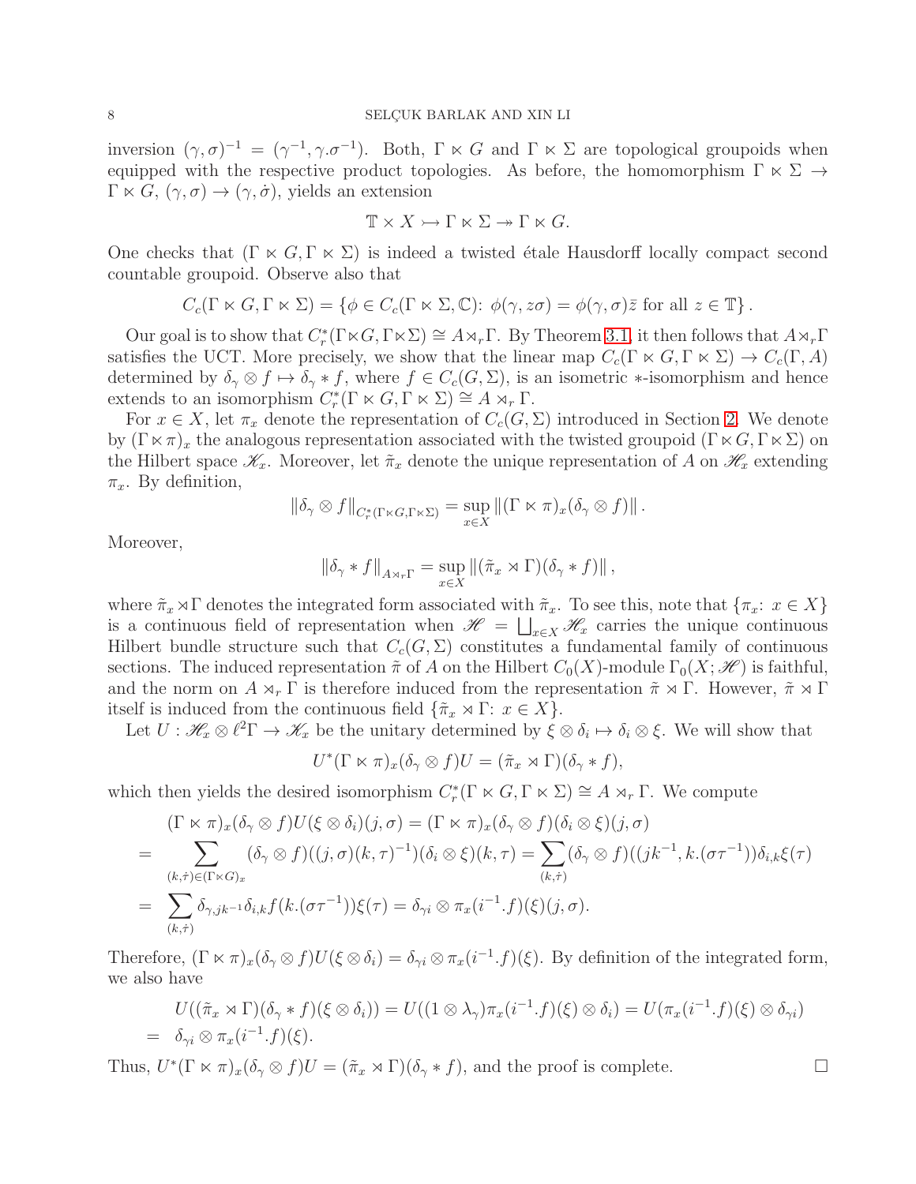inversion $(\gamma,\sigma)^{-1} = (\gamma^{-1}, \gamma.\sigma^{-1})$. Both, $\Gamma \ltimes G$ and $\Gamma \ltimes \Sigma$ are topological groupoids when equipped with the respective product topologies. As before, the homomorphism $\Gamma \ltimes \Sigma \to \Gamma \ltimes G$, $(\gamma,\sigma) \to (\gamma,\dot{\sigma})$, yields an extension

$$\mathbb{T} \times X \rightarrowtail \Gamma \ltimes \Sigma \twoheadrightarrow \Gamma \ltimes G.$$

One checks that $(\Gamma \ltimes G, \Gamma \ltimes \Sigma)$ is indeed a twisted étale Hausdorff locally compact second countable groupoid. Observe also that

$$C_c(\Gamma \ltimes G, \Gamma \ltimes \Sigma) = \left\{ \phi \in C_c(\Gamma \ltimes \Sigma, \mathbb{C})\colon \phi(\gamma, z\sigma) = \phi(\gamma,\sigma)\bar{z} \text{ for all } z \in \mathbb{T} \right\}.$$

Our goal is to show that $C_r^*(\Gamma \ltimes G, \Gamma \ltimes \Sigma) \cong A \rtimes_r \Gamma$. By Theorem 3.1, it then follows that $A \rtimes_r \Gamma$ satisfies the UCT. More precisely, we show that the linear map $C_c(\Gamma \ltimes G, \Gamma \ltimes \Sigma) \to C_c(\Gamma, A)$ determined by $\delta_\gamma \otimes f \mapsto \delta_\gamma * f$, where $f \in C_c(G,\Sigma)$, is an isometric $*$-isomorphism and hence extends to an isomorphism $C_r^*(\Gamma \ltimes G, \Gamma \ltimes \Sigma) \cong A \rtimes_r \Gamma$.

For $x \in X$, let $\pi_x$ denote the representation of $C_c(G,\Sigma)$ introduced in Section 2. We denote by $(\Gamma \ltimes \pi)_x$ the analogous representation associated with the twisted groupoid $(\Gamma \ltimes G, \Gamma \ltimes \Sigma)$ on the Hilbert space $\mathscr{K}_x$. Moreover, let $\tilde{\pi}_x$ denote the unique representation of $A$ on $\mathscr{H}_x$ extending $\pi_x$. By definition,

$$\|\delta_\gamma \otimes f\|_{C_r^*(\Gamma \ltimes G, \Gamma \ltimes \Sigma)} = \sup_{x \in X} \|(\Gamma \ltimes \pi)_x(\delta_\gamma \otimes f)\|.$$

Moreover,

$$\|\delta_\gamma * f\|_{A \rtimes_r \Gamma} = \sup_{x \in X} \|(\tilde{\pi}_x \rtimes \Gamma)(\delta_\gamma * f)\|,$$

where $\tilde{\pi}_x \rtimes \Gamma$ denotes the integrated form associated with $\tilde{\pi}_x$. To see this, note that $\{\pi_x\colon x \in X\}$ is a continuous field of representation when $\mathscr{H} = \bigsqcup_{x \in X} \mathscr{H}_x$ carries the unique continuous Hilbert bundle structure such that $C_c(G,\Sigma)$ constitutes a fundamental family of continuous sections. The induced representation $\tilde{\pi}$ of $A$ on the Hilbert $C_0(X)$-module $\Gamma_0(X;\mathscr{H})$ is faithful, and the norm on $A \rtimes_r \Gamma$ is therefore induced from the representation $\tilde{\pi} \rtimes \Gamma$. However, $\tilde{\pi} \rtimes \Gamma$ itself is induced from the continuous field $\{\tilde{\pi}_x \rtimes \Gamma\colon x \in X\}$.

Let $U : \mathscr{H}_x \otimes \ell^2\Gamma \to \mathscr{K}_x$ be the unitary determined by $\xi \otimes \delta_i \mapsto \delta_i \otimes \xi$. We will show that

$$U^*(\Gamma \ltimes \pi)_x(\delta_\gamma \otimes f)U = (\tilde{\pi}_x \rtimes \Gamma)(\delta_\gamma * f),$$

which then yields the desired isomorphism $C_r^*(\Gamma \ltimes G, \Gamma \ltimes \Sigma) \cong A \rtimes_r \Gamma$. We compute

$$\begin{aligned}
&(\Gamma \ltimes \pi)_x(\delta_\gamma \otimes f)U(\xi \otimes \delta_i)(j,\sigma) = (\Gamma \ltimes \pi)_x(\delta_\gamma \otimes f)(\delta_i \otimes \xi)(j,\sigma) \\
= &\sum_{(k,\dot{\tau}) \in (\Gamma \ltimes G)_x} (\delta_\gamma \otimes f)((j,\sigma)(k,\tau)^{-1})(\delta_i \otimes \xi)(k,\tau) = \sum_{(k,\dot{\tau})} (\delta_\gamma \otimes f)((jk^{-1}, k.(\sigma\tau^{-1}))\delta_{i,k}\xi(\tau) \\
= &\sum_{(k,\dot{\tau})} \delta_{\gamma,jk^{-1}}\delta_{i,k} f(k.(\sigma\tau^{-1}))\xi(\tau) = \delta_{\gamma i} \otimes \pi_x(i^{-1}.f)(\xi)(j,\sigma).
\end{aligned}$$

Therefore, $(\Gamma \ltimes \pi)_x(\delta_\gamma \otimes f)U(\xi \otimes \delta_i) = \delta_{\gamma i} \otimes \pi_x(i^{-1}.f)(\xi)$. By definition of the integrated form, we also have

$$\begin{aligned}
&U((\tilde{\pi}_x \rtimes \Gamma)(\delta_\gamma * f)(\xi \otimes \delta_i)) = U((1 \otimes \lambda_\gamma)\pi_x(i^{-1}.f)(\xi) \otimes \delta_i) = U(\pi_x(i^{-1}.f)(\xi) \otimes \delta_{\gamma i}) \\
= \;&\delta_{\gamma i} \otimes \pi_x(i^{-1}.f)(\xi).
\end{aligned}$$

Thus, $U^*(\Gamma \ltimes \pi)_x(\delta_\gamma \otimes f)U = (\tilde{\pi}_x \rtimes \Gamma)(\delta_\gamma * f)$, and the proof is complete. □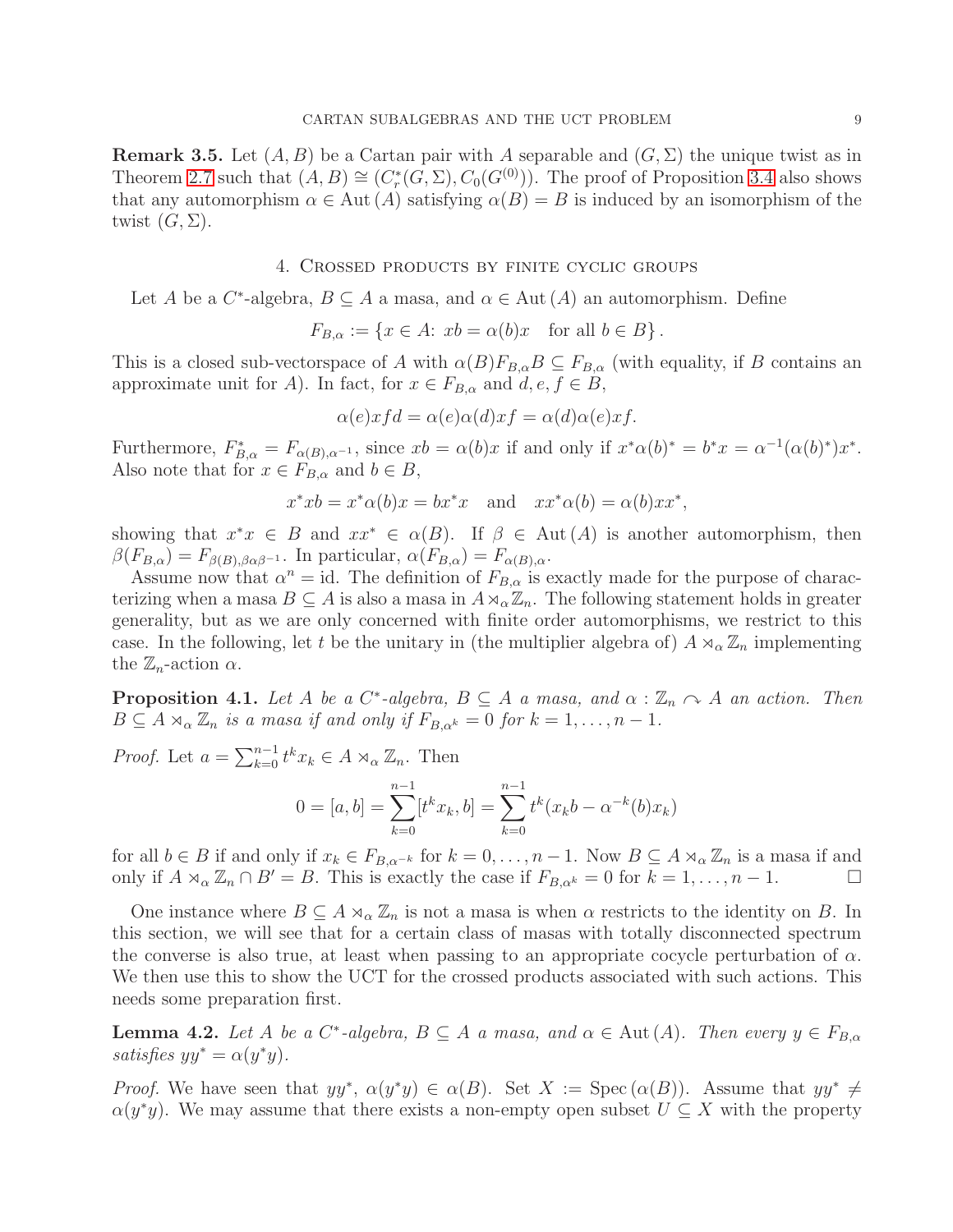**Remark 3.5.** Let $(A, B)$ be a Cartan pair with $A$ separable and $(G, \Sigma)$ the unique twist as in Theorem 2.7 such that $(A, B) \cong (C^*_r(G, \Sigma), C_0(G^{(0)}))$. The proof of Proposition 3.4 also shows that any automorphism $\alpha \in \mathrm{Aut}\,(A)$ satisfying $\alpha(B) = B$ is induced by an isomorphism of the twist $(G, \Sigma)$.

## 4. Crossed products by finite cyclic groups

Let $A$ be a $C^*$-algebra, $B \subseteq A$ a masa, and $\alpha \in \mathrm{Aut}\,(A)$ an automorphism. Define

$$F_{B,\alpha} := \{x \in A\colon\ xb = \alpha(b)x \quad \text{for all } b \in B\}\,.$$

This is a closed sub-vectorspace of $A$ with $\alpha(B)F_{B,\alpha}B \subseteq F_{B,\alpha}$ (with equality, if $B$ contains an approximate unit for $A$). In fact, for $x \in F_{B,\alpha}$ and $d, e, f \in B$,

$$\alpha(e)xfd = \alpha(e)\alpha(d)xf = \alpha(d)\alpha(e)xf.$$

Furthermore, $F^*_{B,\alpha} = F_{\alpha(B),\alpha^{-1}}$, since $xb = \alpha(b)x$ if and only if $x^*\alpha(b)^* = b^*x = \alpha^{-1}(\alpha(b)^*)x^*$. Also note that for $x \in F_{B,\alpha}$ and $b \in B$,

$$x^*xb = x^*\alpha(b)x = bx^*x \quad \text{and} \quad xx^*\alpha(b) = \alpha(b)xx^*,$$

showing that $x^*x \in B$ and $xx^* \in \alpha(B)$. If $\beta \in \mathrm{Aut}\,(A)$ is another automorphism, then $\beta(F_{B,\alpha}) = F_{\beta(B),\beta\alpha\beta^{-1}}$. In particular, $\alpha(F_{B,\alpha}) = F_{\alpha(B),\alpha}$.

Assume now that $\alpha^n = \mathrm{id}$. The definition of $F_{B,\alpha}$ is exactly made for the purpose of characterizing when a masa $B \subseteq A$ is also a masa in $A \rtimes_\alpha \mathbb{Z}_n$. The following statement holds in greater generality, but as we are only concerned with finite order automorphisms, we restrict to this case. In the following, let $t$ be the unitary in (the multiplier algebra of) $A \rtimes_\alpha \mathbb{Z}_n$ implementing the $\mathbb{Z}_n$-action $\alpha$.

**Proposition 4.1.** *Let $A$ be a $C^*$-algebra, $B \subseteq A$ a masa, and $\alpha : \mathbb{Z}_n \curvearrowright A$ an action. Then $B \subseteq A \rtimes_\alpha \mathbb{Z}_n$ is a masa if and only if $F_{B,\alpha^k} = 0$ for $k = 1, \ldots, n-1$.*

*Proof.* Let $a = \sum_{k=0}^{n-1} t^k x_k \in A \rtimes_\alpha \mathbb{Z}_n$. Then

$$0 = [a, b] = \sum_{k=0}^{n-1}[t^k x_k, b] = \sum_{k=0}^{n-1} t^k(x_k b - \alpha^{-k}(b)x_k)$$

for all $b \in B$ if and only if $x_k \in F_{B,\alpha^{-k}}$ for $k = 0, \ldots, n-1$. Now $B \subseteq A \rtimes_\alpha \mathbb{Z}_n$ is a masa if and only if $A \rtimes_\alpha \mathbb{Z}_n \cap B' = B$. This is exactly the case if $F_{B,\alpha^k} = 0$ for $k = 1, \ldots, n-1$. $\square$

One instance where $B \subseteq A \rtimes_\alpha \mathbb{Z}_n$ is not a masa is when $\alpha$ restricts to the identity on $B$. In this section, we will see that for a certain class of masas with totally disconnected spectrum the converse is also true, at least when passing to an appropriate cocycle perturbation of $\alpha$. We then use this to show the UCT for the crossed products associated with such actions. This needs some preparation first.

**Lemma 4.2.** *Let $A$ be a $C^*$-algebra, $B \subseteq A$ a masa, and $\alpha \in \mathrm{Aut}\,(A)$. Then every $y \in F_{B,\alpha}$ satisfies $yy^* = \alpha(y^*y)$.*

*Proof.* We have seen that $yy^*$, $\alpha(y^*y) \in \alpha(B)$. Set $X := \mathrm{Spec}\,(\alpha(B))$. Assume that $yy^* \neq \alpha(y^*y)$. We may assume that there exists a non-empty open subset $U \subseteq X$ with the property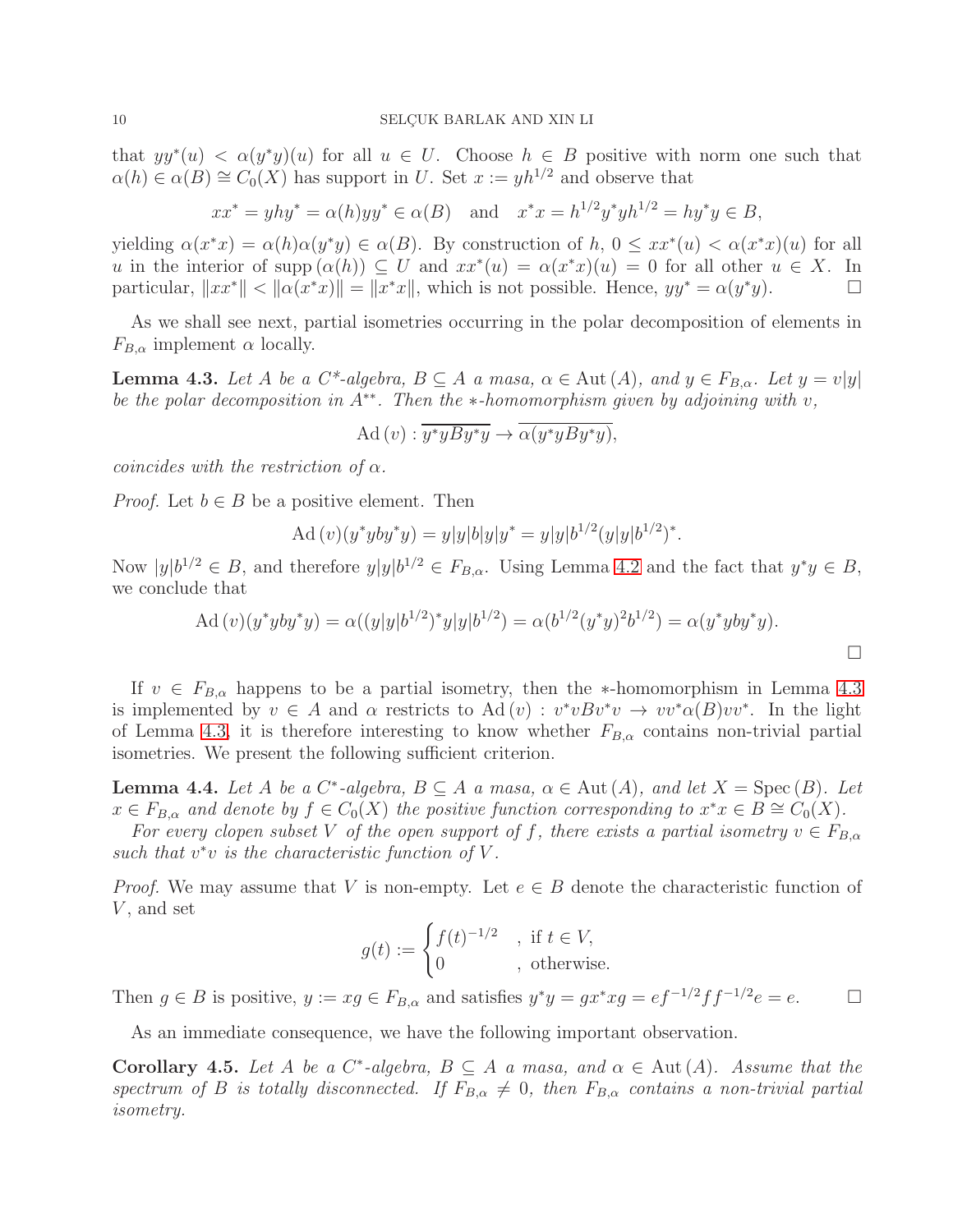that $yy^*(u) < \alpha(y^*y)(u)$ for all $u \in U$. Choose $h \in B$ positive with norm one such that $\alpha(h) \in \alpha(B) \cong C_0(X)$ has support in $U$. Set $x := yh^{1/2}$ and observe that

$$xx^* = yhy^* = \alpha(h)yy^* \in \alpha(B) \quad \text{and} \quad x^*x = h^{1/2}y^*yh^{1/2} = hy^*y \in B,$$

yielding $\alpha(x^*x) = \alpha(h)\alpha(y^*y) \in \alpha(B)$. By construction of $h$, $0 \leq xx^*(u) < \alpha(x^*x)(u)$ for all $u$ in the interior of $\operatorname{supp}(\alpha(h)) \subseteq U$ and $xx^*(u) = \alpha(x^*x)(u) = 0$ for all other $u \in X$. In particular, $\|xx^*\| < \|\alpha(x^*x)\| = \|x^*x\|$, which is not possible. Hence, $yy^* = \alpha(y^*y)$. □

As we shall see next, partial isometries occurring in the polar decomposition of elements in $F_{B,\alpha}$ implement $\alpha$ locally.

**Lemma 4.3.** *Let $A$ be a C\*-algebra, $B \subseteq A$ a masa, $\alpha \in \operatorname{Aut}(A)$, and $y \in F_{B,\alpha}$. Let $y = v|y|$ be the polar decomposition in $A^{**}$. Then the $*$-homomorphism given by adjoining with $v$,*

$$\operatorname{Ad}(v) : \overline{y^*yBy^*y} \to \overline{\alpha(y^*yBy^*y)},$$

*coincides with the restriction of $\alpha$.*

*Proof.* Let $b \in B$ be a positive element. Then

$$\operatorname{Ad}(v)(y^*yby^*y) = y|y|b|y|y^* = y|y|b^{1/2}(y|y|b^{1/2})^*.$$

Now $|y|b^{1/2} \in B$, and therefore $y|y|b^{1/2} \in F_{B,\alpha}$. Using Lemma 4.2 and the fact that $y^*y \in B$, we conclude that

$$\operatorname{Ad}(v)(y^*yby^*y) = \alpha((y|y|b^{1/2})^*y|y|b^{1/2}) = \alpha(b^{1/2}(y^*y)^2b^{1/2}) = \alpha(y^*yby^*y).$$

□

If $v \in F_{B,\alpha}$ happens to be a partial isometry, then the $*$-homomorphism in Lemma 4.3 is implemented by $v \in A$ and $\alpha$ restricts to $\operatorname{Ad}(v) : v^*vBv^*v \to vv^*\alpha(B)vv^*$. In the light of Lemma 4.3, it is therefore interesting to know whether $F_{B,\alpha}$ contains non-trivial partial isometries. We present the following sufficient criterion.

**Lemma 4.4.** *Let $A$ be a C\*-algebra, $B \subseteq A$ a masa, $\alpha \in \operatorname{Aut}(A)$, and let $X = \operatorname{Spec}(B)$. Let $x \in F_{B,\alpha}$ and denote by $f \in C_0(X)$ the positive function corresponding to $x^*x \in B \cong C_0(X)$.*

*For every clopen subset $V$ of the open support of $f$, there exists a partial isometry $v \in F_{B,\alpha}$ such that $v^*v$ is the characteristic function of $V$.*

*Proof.* We may assume that $V$ is non-empty. Let $e \in B$ denote the characteristic function of $V$, and set

$$g(t) := \begin{cases} f(t)^{-1/2} & , \text{ if } t \in V, \\ 0 & , \text{ otherwise.} \end{cases}$$

Then $g \in B$ is positive, $y := xg \in F_{B,\alpha}$ and satisfies $y^*y = gx^*xg = ef^{-1/2}ff^{-1/2}e = e$. □

As an immediate consequence, we have the following important observation.

**Corollary 4.5.** *Let $A$ be a C\*-algebra, $B \subseteq A$ a masa, and $\alpha \in \operatorname{Aut}(A)$. Assume that the spectrum of $B$ is totally disconnected. If $F_{B,\alpha} \neq 0$, then $F_{B,\alpha}$ contains a non-trivial partial isometry.*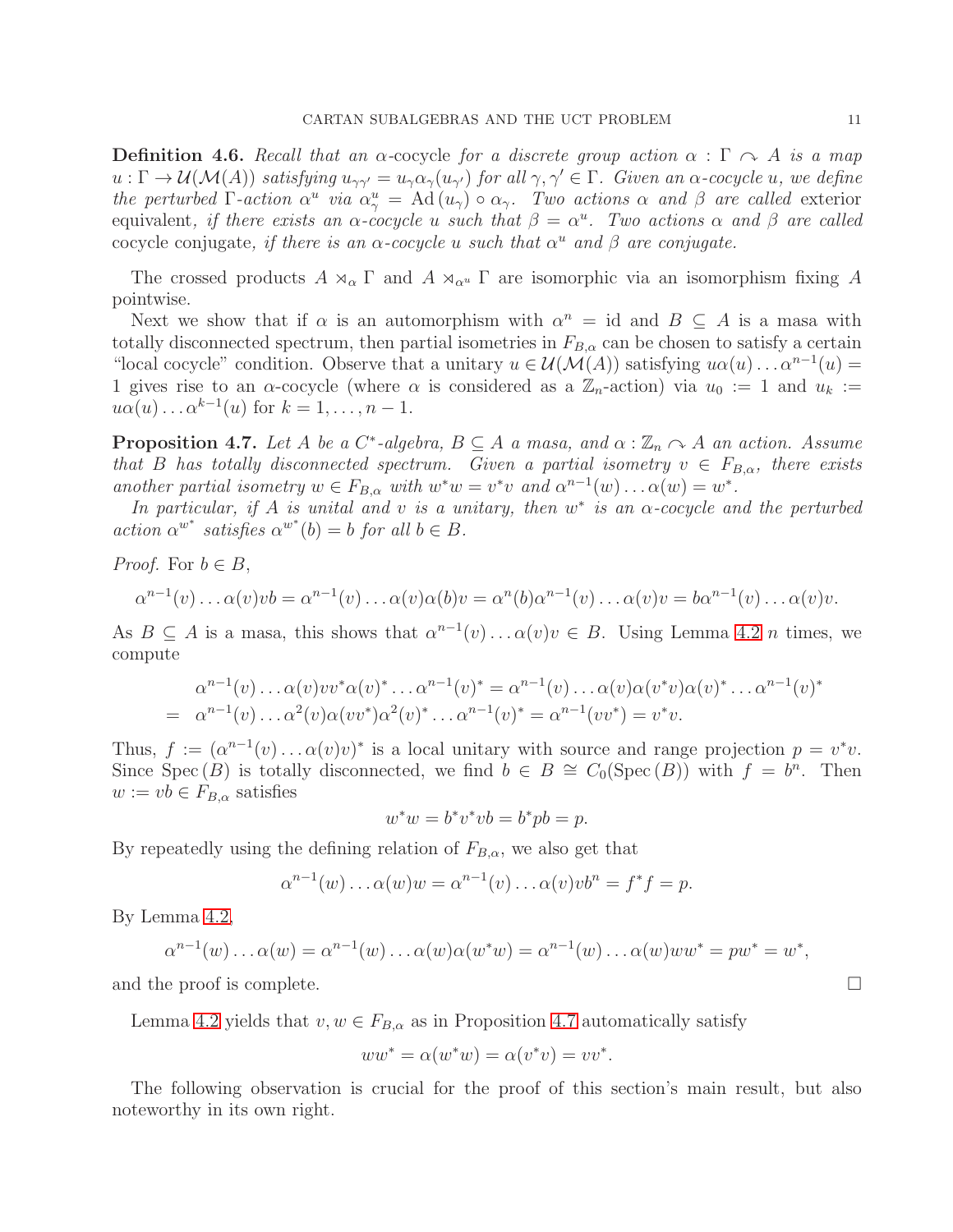**Definition 4.6.** *Recall that an $\alpha$-cocycle for a discrete group action $\alpha : \Gamma \curvearrowright A$ is a map $u : \Gamma \to \mathcal{U}(\mathcal{M}(A))$ satisfying $u_{\gamma\gamma'} = u_\gamma \alpha_\gamma(u_{\gamma'})$ for all $\gamma, \gamma' \in \Gamma$. Given an $\alpha$-cocycle $u$, we define the perturbed $\Gamma$-action $\alpha^u$ via $\alpha^u_\gamma = \mathrm{Ad}\,(u_\gamma) \circ \alpha_\gamma$. Two actions $\alpha$ and $\beta$ are called* exterior equivalent*, if there exists an $\alpha$-cocycle $u$ such that $\beta = \alpha^u$. Two actions $\alpha$ and $\beta$ are called* cocycle conjugate*, if there is an $\alpha$-cocycle $u$ such that $\alpha^u$ and $\beta$ are conjugate.*

The crossed products $A \rtimes_\alpha \Gamma$ and $A \rtimes_{\alpha^u} \Gamma$ are isomorphic via an isomorphism fixing $A$ pointwise.

Next we show that if $\alpha$ is an automorphism with $\alpha^n = \mathrm{id}$ and $B \subseteq A$ is a masa with totally disconnected spectrum, then partial isometries in $F_{B,\alpha}$ can be chosen to satisfy a certain "local cocycle" condition. Observe that a unitary $u \in \mathcal{U}(\mathcal{M}(A))$ satisfying $u\alpha(u)\dots\alpha^{n-1}(u) = 1$ gives rise to an $\alpha$-cocycle (where $\alpha$ is considered as a $\mathbb{Z}_n$-action) via $u_0 := 1$ and $u_k := u\alpha(u)\dots\alpha^{k-1}(u)$ for $k = 1, \dots, n-1$.

**Proposition 4.7.** *Let $A$ be a $C^*$-algebra, $B \subseteq A$ a masa, and $\alpha : \mathbb{Z}_n \curvearrowright A$ an action. Assume that $B$ has totally disconnected spectrum. Given a partial isometry $v \in F_{B,\alpha}$, there exists another partial isometry $w \in F_{B,\alpha}$ with $w^*w = v^*v$ and $\alpha^{n-1}(w)\dots\alpha(w) = w^*$.*

*In particular, if $A$ is unital and $v$ is a unitary, then $w^*$ is an $\alpha$-cocycle and the perturbed action $\alpha^{w^*}$ satisfies $\alpha^{w^*}(b) = b$ for all $b \in B$.*

*Proof.* For $b \in B$,

$$\alpha^{n-1}(v)\dots\alpha(v)vb = \alpha^{n-1}(v)\dots\alpha(v)\alpha(b)v = \alpha^n(b)\alpha^{n-1}(v)\dots\alpha(v)v = b\alpha^{n-1}(v)\dots\alpha(v)v.$$

As $B \subseteq A$ is a masa, this shows that $\alpha^{n-1}(v)\dots\alpha(v)v \in B$. Using Lemma 4.2 $n$ times, we compute

$$\begin{aligned} &\alpha^{n-1}(v)\dots\alpha(v)vv^*\alpha(v)^*\dots\alpha^{n-1}(v)^* = \alpha^{n-1}(v)\dots\alpha(v)\alpha(v^*v)\alpha(v)^*\dots\alpha^{n-1}(v)^* \\ = \;& \alpha^{n-1}(v)\dots\alpha^2(v)\alpha(vv^*)\alpha^2(v)^*\dots\alpha^{n-1}(v)^* = \alpha^{n-1}(vv^*) = v^*v. \end{aligned}$$

Thus, $f := (\alpha^{n-1}(v)\dots\alpha(v)v)^*$ is a local unitary with source and range projection $p = v^*v$. Since $\mathrm{Spec}\,(B)$ is totally disconnected, we find $b \in B \cong C_0(\mathrm{Spec}\,(B))$ with $f = b^n$. Then $w := vb \in F_{B,\alpha}$ satisfies

$$w^*w = b^*v^*vb = b^*pb = p.$$

By repeatedly using the defining relation of $F_{B,\alpha}$, we also get that

$$\alpha^{n-1}(w)\dots\alpha(w)w = \alpha^{n-1}(v)\dots\alpha(v)vb^n = f^*f = p.$$

By Lemma 4.2,

$$\alpha^{n-1}(w)\dots\alpha(w) = \alpha^{n-1}(w)\dots\alpha(w)\alpha(w^*w) = \alpha^{n-1}(w)\dots\alpha(w)ww^* = pw^* = w^*,$$

and the proof is complete. $\square$

Lemma 4.2 yields that $v, w \in F_{B,\alpha}$ as in Proposition 4.7 automatically satisfy

$$ww^* = \alpha(w^*w) = \alpha(v^*v) = vv^*.$$

The following observation is crucial for the proof of this section's main result, but also noteworthy in its own right.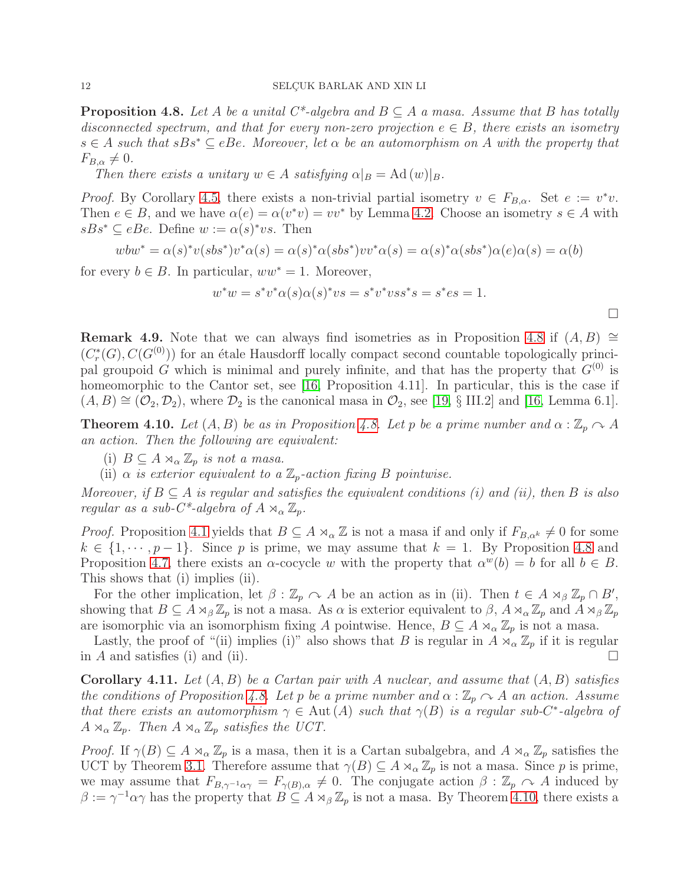**Proposition 4.8.** *Let $A$ be a unital $C^*$-algebra and $B \subseteq A$ a masa. Assume that $B$ has totally disconnected spectrum, and that for every non-zero projection $e \in B$, there exists an isometry $s \in A$ such that $sBs^* \subseteq eBe$. Moreover, let $\alpha$ be an automorphism on $A$ with the property that $F_{B,\alpha} \neq 0$.*

*Then there exists a unitary $w \in A$ satisfying $\alpha|_B = \mathrm{Ad}\,(w)|_B$.*

*Proof.* By Corollary 4.5, there exists a non-trivial partial isometry $v \in F_{B,\alpha}$. Set $e := v^*v$. Then $e \in B$, and we have $\alpha(e) = \alpha(v^*v) = vv^*$ by Lemma 4.2. Choose an isometry $s \in A$ with $sBs^* \subseteq eBe$. Define $w := \alpha(s)^*vs$. Then

$$wbw^* = \alpha(s)^*v(sbs^*)v^*\alpha(s) = \alpha(s)^*\alpha(sbs^*)vv^*\alpha(s) = \alpha(s)^*\alpha(sbs^*)\alpha(e)\alpha(s) = \alpha(b)$$

for every $b \in B$. In particular, $ww^* = 1$. Moreover,

$$w^*w = s^*v^*\alpha(s)\alpha(s)^*vs = s^*v^*vss^*s = s^*es = 1.$$

□

**Remark 4.9.** Note that we can always find isometries as in Proposition 4.8 if $(A, B) \cong (C_r^*(G), C(G^{(0)}))$ for an étale Hausdorff locally compact second countable topologically principal groupoid $G$ which is minimal and purely infinite, and that has the property that $G^{(0)}$ is homeomorphic to the Cantor set, see [16, Proposition 4.11]. In particular, this is the case if $(A, B) \cong (\mathcal{O}_2, \mathcal{D}_2)$, where $\mathcal{D}_2$ is the canonical masa in $\mathcal{O}_2$, see [19, § III.2] and [16, Lemma 6.1].

**Theorem 4.10.** *Let $(A, B)$ be as in Proposition 4.8. Let $p$ be a prime number and $\alpha : \mathbb{Z}_p \curvearrowright A$ an action. Then the following are equivalent:*

(i) *$B \subseteq A \rtimes_\alpha \mathbb{Z}_p$ is not a masa.*
(ii) *$\alpha$ is exterior equivalent to a $\mathbb{Z}_p$-action fixing $B$ pointwise.*

*Moreover, if $B \subseteq A$ is regular and satisfies the equivalent conditions (i) and (ii), then $B$ is also regular as a sub-$C^*$-algebra of $A \rtimes_\alpha \mathbb{Z}_p$.*

*Proof.* Proposition 4.1 yields that $B \subseteq A \rtimes_\alpha \mathbb{Z}$ is not a masa if and only if $F_{B,\alpha^k} \neq 0$ for some $k \in \{1, \cdots, p-1\}$. Since $p$ is prime, we may assume that $k = 1$. By Proposition 4.8 and Proposition 4.7, there exists an $\alpha$-cocycle $w$ with the property that $\alpha^w(b) = b$ for all $b \in B$. This shows that (i) implies (ii).

For the other implication, let $\beta : \mathbb{Z}_p \curvearrowright A$ be an action as in (ii). Then $t \in A \rtimes_\beta \mathbb{Z}_p \cap B'$, showing that $B \subseteq A \rtimes_\beta \mathbb{Z}_p$ is not a masa. As $\alpha$ is exterior equivalent to $\beta$, $A \rtimes_\alpha \mathbb{Z}_p$ and $A \rtimes_\beta \mathbb{Z}_p$ are isomorphic via an isomorphism fixing $A$ pointwise. Hence, $B \subseteq A \rtimes_\alpha \mathbb{Z}_p$ is not a masa.

Lastly, the proof of "(ii) implies (i)" also shows that $B$ is regular in $A \rtimes_\alpha \mathbb{Z}_p$ if it is regular in $A$ and satisfies (i) and (ii). □

**Corollary 4.11.** *Let $(A, B)$ be a Cartan pair with $A$ nuclear, and assume that $(A, B)$ satisfies the conditions of Proposition 4.8. Let $p$ be a prime number and $\alpha : \mathbb{Z}_p \curvearrowright A$ an action. Assume that there exists an automorphism $\gamma \in \mathrm{Aut}\,(A)$ such that $\gamma(B)$ is a regular sub-$C^*$-algebra of $A \rtimes_\alpha \mathbb{Z}_p$. Then $A \rtimes_\alpha \mathbb{Z}_p$ satisfies the UCT.*

*Proof.* If $\gamma(B) \subseteq A \rtimes_\alpha \mathbb{Z}_p$ is a masa, then it is a Cartan subalgebra, and $A \rtimes_\alpha \mathbb{Z}_p$ satisfies the UCT by Theorem 3.1. Therefore assume that $\gamma(B) \subseteq A \rtimes_\alpha \mathbb{Z}_p$ is not a masa. Since $p$ is prime, we may assume that $F_{B,\gamma^{-1}\alpha\gamma} = F_{\gamma(B),\alpha} \neq 0$. The conjugate action $\beta : \mathbb{Z}_p \curvearrowright A$ induced by $\beta := \gamma^{-1}\alpha\gamma$ has the property that $B \subseteq A \rtimes_\beta \mathbb{Z}_p$ is not a masa. By Theorem 4.10, there exists a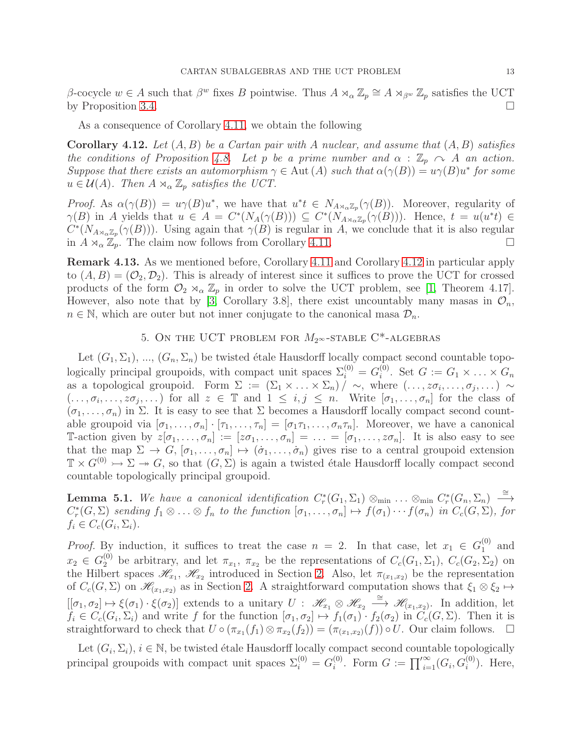$\beta$-cocycle $w \in A$ such that $\beta^w$ fixes $B$ pointwise. Thus $A \rtimes_\alpha \mathbb{Z}_p \cong A \rtimes_{\beta^w} \mathbb{Z}_p$ satisfies the UCT by Proposition 3.4. $\square$

As a consequence of Corollary 4.11, we obtain the following

**Corollary 4.12.** *Let $(A, B)$ be a Cartan pair with $A$ nuclear, and assume that $(A, B)$ satisfies the conditions of Proposition 4.8. Let $p$ be a prime number and $\alpha : \mathbb{Z}_p \curvearrowright A$ an action. Suppose that there exists an automorphism $\gamma \in \mathrm{Aut}(A)$ such that $\alpha(\gamma(B)) = u\gamma(B)u^*$ for some $u \in \mathcal{U}(A)$. Then $A \rtimes_\alpha \mathbb{Z}_p$ satisfies the UCT.*

*Proof.* As $\alpha(\gamma(B)) = u\gamma(B)u^*$, we have that $u^*t \in N_{A \rtimes_\alpha \mathbb{Z}_p}(\gamma(B))$. Moreover, regularity of $\gamma(B)$ in $A$ yields that $u \in A = C^*(N_A(\gamma(B))) \subseteq C^*(N_{A \rtimes_\alpha \mathbb{Z}_p}(\gamma(B)))$. Hence, $t = u(u^*t) \in C^*(N_{A \rtimes_\alpha \mathbb{Z}_p}(\gamma(B)))$. Using again that $\gamma(B)$ is regular in $A$, we conclude that it is also regular in $A \rtimes_\alpha \mathbb{Z}_p$. The claim now follows from Corollary 4.11. $\square$

**Remark 4.13.** As we mentioned before, Corollary 4.11 and Corollary 4.12 in particular apply to $(A, B) = (\mathcal{O}_2, \mathcal{D}_2)$. This is already of interest since it suffices to prove the UCT for crossed products of the form $\mathcal{O}_2 \rtimes_\alpha \mathbb{Z}_p$ in order to solve the UCT problem, see [1, Theorem 4.17]. However, also note that by [3, Corollary 3.8], there exist uncountably many masas in $\mathcal{O}_n$, $n \in \mathbb{N}$, which are outer but not inner conjugate to the canonical masa $\mathcal{D}_n$.

## 5. On the UCT problem for $M_{2^\infty}$-stable C*-algebras

Let $(G_1, \Sigma_1)$, ..., $(G_n, \Sigma_n)$ be twisted étale Hausdorff locally compact second countable topologically principal groupoids, with compact unit spaces $\Sigma_i^{(0)} = G_i^{(0)}$. Set $G := G_1 \times \ldots \times G_n$ as a topological groupoid. Form $\Sigma := (\Sigma_1 \times \ldots \times \Sigma_n) / \sim$, where $(\ldots, z\sigma_i, \ldots, \sigma_j, \ldots) \sim (\ldots, \sigma_i, \ldots, z\sigma_j, \ldots)$ for all $z \in \mathbb{T}$ and $1 \leq i, j \leq n$. Write $[\sigma_1, \ldots, \sigma_n]$ for the class of $(\sigma_1, \ldots, \sigma_n)$ in $\Sigma$. It is easy to see that $\Sigma$ becomes a Hausdorff locally compact second countable groupoid via $[\sigma_1, \ldots, \sigma_n] \cdot [\tau_1, \ldots, \tau_n] = [\sigma_1\tau_1, \ldots, \sigma_n\tau_n]$. Moreover, we have a canonical $\mathbb{T}$-action given by $z[\sigma_1, \ldots, \sigma_n] := [z\sigma_1, \ldots, \sigma_n] = \ldots = [\sigma_1, \ldots, z\sigma_n]$. It is also easy to see that the map $\Sigma \to G$, $[\sigma_1, \ldots, \sigma_n] \mapsto (\dot{\sigma}_1, \ldots, \dot{\sigma}_n)$ gives rise to a central groupoid extension $\mathbb{T} \times G^{(0)} \rightarrowtail \Sigma \twoheadrightarrow G$, so that $(G, \Sigma)$ is again a twisted étale Hausdorff locally compact second countable topologically principal groupoid.

**Lemma 5.1.** *We have a canonical identification $C_r^*(G_1, \Sigma_1) \otimes_{\min} \ldots \otimes_{\min} C_r^*(G_n, \Sigma_n) \xrightarrow{\cong} C_r^*(G, \Sigma)$ sending $f_1 \otimes \ldots \otimes f_n$ to the function $[\sigma_1, \ldots, \sigma_n] \mapsto f(\sigma_1) \cdots f(\sigma_n)$ in $C_c(G, \Sigma)$, for $f_i \in C_c(G_i, \Sigma_i)$.*

*Proof.* By induction, it suffices to treat the case $n = 2$. In that case, let $x_1 \in G_1^{(0)}$ and $x_2 \in G_2^{(0)}$ be arbitrary, and let $\pi_{x_1}$, $\pi_{x_2}$ be the representations of $C_c(G_1, \Sigma_1)$, $C_c(G_2, \Sigma_2)$ on the Hilbert spaces $\mathscr{H}_{x_1}$, $\mathscr{H}_{x_2}$ introduced in Section 2. Also, let $\pi_{(x_1,x_2)}$ be the representation of $C_c(G, \Sigma)$ on $\mathscr{H}_{(x_1,x_2)}$ as in Section 2. A straightforward computation shows that $\xi_1 \otimes \xi_2 \mapsto [[\sigma_1, \sigma_2] \mapsto \xi(\sigma_1) \cdot \xi(\sigma_2)]$ extends to a unitary $U : \mathscr{H}_{x_1} \otimes \mathscr{H}_{x_2} \xrightarrow{\cong} \mathscr{H}_{(x_1,x_2)}$. In addition, let $f_i \in C_c(G_i, \Sigma_i)$ and write $f$ for the function $[\sigma_1, \sigma_2] \mapsto f_1(\sigma_1) \cdot f_2(\sigma_2)$ in $C_c(G, \Sigma)$. Then it is straightforward to check that $U \circ (\pi_{x_1}(f_1) \otimes \pi_{x_2}(f_2)) = (\pi_{(x_1,x_2)}(f)) \circ U$. Our claim follows. $\square$

Let $(G_i, \Sigma_i)$, $i \in \mathbb{N}$, be twisted étale Hausdorff locally compact second countable topologically principal groupoids with compact unit spaces $\Sigma_i^{(0)} = G_i^{(0)}$. Form $G := \prod_{i=1}^{\prime\infty}(G_i, G_i^{(0)})$. Here,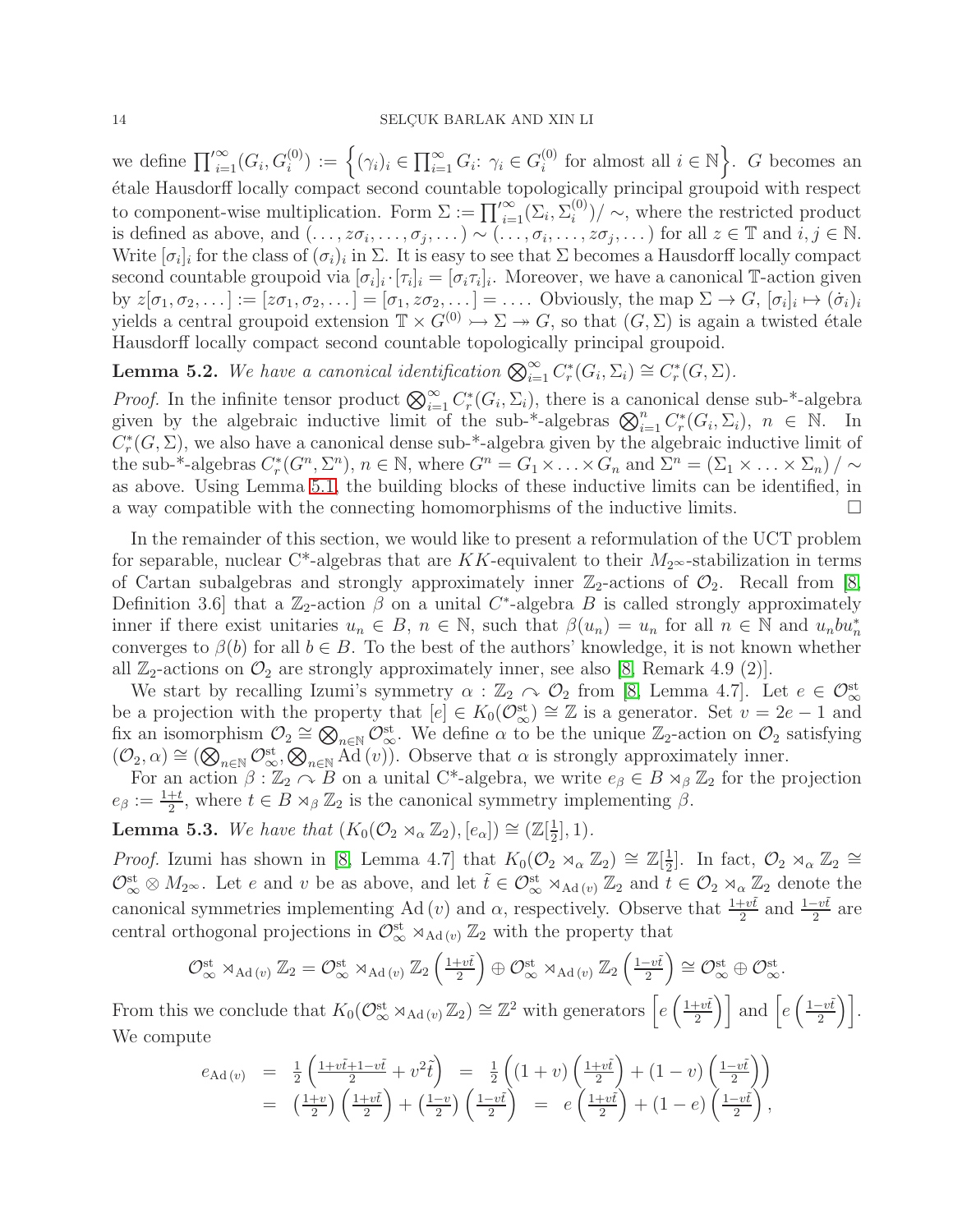we define $\prod_{i=1}^{\prime\infty}(G_i, G_i^{(0)}) := \left\{(\gamma_i)_i \in \prod_{i=1}^{\infty} G_i \colon \gamma_i \in G_i^{(0)} \text{ for almost all } i \in \mathbb{N}\right\}$. $G$ becomes an étale Hausdorff locally compact second countable topologically principal groupoid with respect to component-wise multiplication. Form $\Sigma := \prod_{i=1}^{\prime\infty}(\Sigma_i, \Sigma_i^{(0)})/\sim$, where the restricted product is defined as above, and $(\dots, z\sigma_i, \dots, \sigma_j, \dots) \sim (\dots, \sigma_i, \dots, z\sigma_j, \dots)$ for all $z \in \mathbb{T}$ and $i, j \in \mathbb{N}$. Write $[\sigma_i]_i$ for the class of $(\sigma_i)_i$ in $\Sigma$. It is easy to see that $\Sigma$ becomes a Hausdorff locally compact second countable groupoid via $[\sigma_i]_i \cdot [\tau_i]_i = [\sigma_i \tau_i]_i$. Moreover, we have a canonical $\mathbb{T}$-action given by $z[\sigma_1, \sigma_2, \dots] := [z\sigma_1, \sigma_2, \dots] = [\sigma_1, z\sigma_2, \dots] = \dots$. Obviously, the map $\Sigma \to G$, $[\sigma_i]_i \mapsto (\dot{\sigma}_i)_i$ yields a central groupoid extension $\mathbb{T} \times G^{(0)} \rightarrowtail \Sigma \twoheadrightarrow G$, so that $(G, \Sigma)$ is again a twisted étale Hausdorff locally compact second countable topologically principal groupoid.

**Lemma 5.2.** *We have a canonical identification* $\bigotimes_{i=1}^{\infty} C_r^*(G_i, \Sigma_i) \cong C_r^*(G, \Sigma)$.

*Proof.* In the infinite tensor product $\bigotimes_{i=1}^{\infty} C_r^*(G_i, \Sigma_i)$, there is a canonical dense sub-\*-algebra given by the algebraic inductive limit of the sub-\*-algebras $\bigotimes_{i=1}^{n} C_r^*(G_i, \Sigma_i)$, $n \in \mathbb{N}$. In $C_r^*(G, \Sigma)$, we also have a canonical dense sub-\*-algebra given by the algebraic inductive limit of the sub-\*-algebras $C_r^*(G^n, \Sigma^n)$, $n \in \mathbb{N}$, where $G^n = G_1 \times \dots \times G_n$ and $\Sigma^n = (\Sigma_1 \times \dots \times \Sigma_n)/\sim$ as above. Using Lemma 5.1, the building blocks of these inductive limits can be identified, in a way compatible with the connecting homomorphisms of the inductive limits. $\square$

In the remainder of this section, we would like to present a reformulation of the UCT problem for separable, nuclear C\*-algebras that are $KK$-equivalent to their $M_{2^\infty}$-stabilization in terms of Cartan subalgebras and strongly approximately inner $\mathbb{Z}_2$-actions of $\mathcal{O}_2$. Recall from [8, Definition 3.6] that a $\mathbb{Z}_2$-action $\beta$ on a unital $C^*$-algebra $B$ is called strongly approximately inner if there exist unitaries $u_n \in B$, $n \in \mathbb{N}$, such that $\beta(u_n) = u_n$ for all $n \in \mathbb{N}$ and $u_n b u_n^*$ converges to $\beta(b)$ for all $b \in B$. To the best of the authors' knowledge, it is not known whether all $\mathbb{Z}_2$-actions on $\mathcal{O}_2$ are strongly approximately inner, see also [8, Remark 4.9 (2)].

We start by recalling Izumi's symmetry $\alpha : \mathbb{Z}_2 \curvearrowright \mathcal{O}_2$ from [8, Lemma 4.7]. Let $e \in \mathcal{O}_\infty^{\text{st}}$ be a projection with the property that $[e] \in K_0(\mathcal{O}_\infty^{\text{st}}) \cong \mathbb{Z}$ is a generator. Set $v = 2e - 1$ and fix an isomorphism $\mathcal{O}_2 \cong \bigotimes_{n \in \mathbb{N}} \mathcal{O}_\infty^{\text{st}}$. We define $\alpha$ to be the unique $\mathbb{Z}_2$-action on $\mathcal{O}_2$ satisfying $(\mathcal{O}_2, \alpha) \cong (\bigotimes_{n \in \mathbb{N}} \mathcal{O}_\infty^{\text{st}}, \bigotimes_{n \in \mathbb{N}} \text{Ad}\,(v))$. Observe that $\alpha$ is strongly approximately inner.

For an action $\beta : \mathbb{Z}_2 \curvearrowright B$ on a unital C\*-algebra, we write $e_\beta \in B \rtimes_\beta \mathbb{Z}_2$ for the projection $e_\beta := \frac{1+t}{2}$, where $t \in B \rtimes_\beta \mathbb{Z}_2$ is the canonical symmetry implementing $\beta$.

**Lemma 5.3.** *We have that* $(K_0(\mathcal{O}_2 \rtimes_\alpha \mathbb{Z}_2), [e_\alpha]) \cong (\mathbb{Z}[\frac{1}{2}], 1)$.

*Proof.* Izumi has shown in [8, Lemma 4.7] that $K_0(\mathcal{O}_2 \rtimes_\alpha \mathbb{Z}_2) \cong \mathbb{Z}[\frac{1}{2}]$. In fact, $\mathcal{O}_2 \rtimes_\alpha \mathbb{Z}_2 \cong \mathcal{O}_\infty^{\text{st}} \otimes M_{2^\infty}$. Let $e$ and $v$ be as above, and let $\tilde{t} \in \mathcal{O}_\infty^{\text{st}} \rtimes_{\text{Ad}\,(v)} \mathbb{Z}_2$ and $t \in \mathcal{O}_2 \rtimes_\alpha \mathbb{Z}_2$ denote the canonical symmetries implementing $\text{Ad}\,(v)$ and $\alpha$, respectively. Observe that $\frac{1+v\tilde{t}}{2}$ and $\frac{1-v\tilde{t}}{2}$ are central orthogonal projections in $\mathcal{O}_\infty^{\text{st}} \rtimes_{\text{Ad}\,(v)} \mathbb{Z}_2$ with the property that

$$\mathcal{O}_\infty^{\text{st}} \rtimes_{\text{Ad}\,(v)} \mathbb{Z}_2 = \mathcal{O}_\infty^{\text{st}} \rtimes_{\text{Ad}\,(v)} \mathbb{Z}_2 \left(\tfrac{1+v\tilde{t}}{2}\right) \oplus \mathcal{O}_\infty^{\text{st}} \rtimes_{\text{Ad}\,(v)} \mathbb{Z}_2 \left(\tfrac{1-v\tilde{t}}{2}\right) \cong \mathcal{O}_\infty^{\text{st}} \oplus \mathcal{O}_\infty^{\text{st}}.$$

From this we conclude that $K_0(\mathcal{O}_\infty^{\text{st}} \rtimes_{\text{Ad}\,(v)} \mathbb{Z}_2) \cong \mathbb{Z}^2$ with generators $\left[e\left(\frac{1+v\tilde{t}}{2}\right)\right]$ and $\left[e\left(\frac{1-v\tilde{t}}{2}\right)\right]$. We compute

$$\begin{aligned} e_{\text{Ad}\,(v)} &= \tfrac{1}{2}\left(\tfrac{1+v\tilde{t}+1-v\tilde{t}}{2} + v^2\tilde{t}\right) = \tfrac{1}{2}\left((1+v)\left(\tfrac{1+v\tilde{t}}{2}\right) + (1-v)\left(\tfrac{1-v\tilde{t}}{2}\right)\right) \\ &= \left(\tfrac{1+v}{2}\right)\left(\tfrac{1+v\tilde{t}}{2}\right) + \left(\tfrac{1-v}{2}\right)\left(\tfrac{1-v\tilde{t}}{2}\right) = e\left(\tfrac{1+v\tilde{t}}{2}\right) + (1-e)\left(\tfrac{1-v\tilde{t}}{2}\right), \end{aligned}$$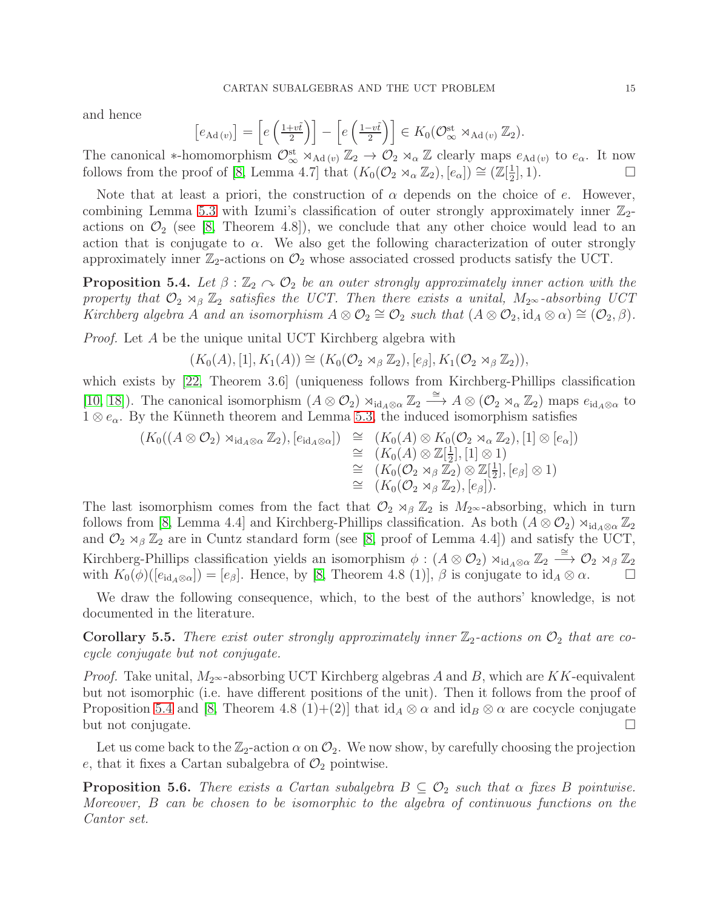and hence

$$[e_{\mathrm{Ad}\,(v)}] = \left[e\left(\tfrac{1+v\tilde{t}}{2}\right)\right] - \left[e\left(\tfrac{1-v\tilde{t}}{2}\right)\right] \in K_0(\mathcal{O}_\infty^{\mathrm{st}} \rtimes_{\mathrm{Ad}\,(v)} \mathbb{Z}_2).$$

The canonical $*$-homomorphism $\mathcal{O}_\infty^{\mathrm{st}} \rtimes_{\mathrm{Ad}\,(v)} \mathbb{Z}_2 \to \mathcal{O}_2 \rtimes_\alpha \mathbb{Z}$ clearly maps $e_{\mathrm{Ad}\,(v)}$ to $e_\alpha$. It now follows from the proof of [8, Lemma 4.7] that $(K_0(\mathcal{O}_2 \rtimes_\alpha \mathbb{Z}_2), [e_\alpha]) \cong (\mathbb{Z}[\frac{1}{2}], 1)$. ☐

Note that at least a priori, the construction of $\alpha$ depends on the choice of $e$. However, combining Lemma 5.3 with Izumi's classification of outer strongly approximately inner $\mathbb{Z}_2$-actions on $\mathcal{O}_2$ (see [8, Theorem 4.8]), we conclude that any other choice would lead to an action that is conjugate to $\alpha$. We also get the following characterization of outer strongly approximately inner $\mathbb{Z}_2$-actions on $\mathcal{O}_2$ whose associated crossed products satisfy the UCT.

**Proposition 5.4.** *Let $\beta : \mathbb{Z}_2 \curvearrowright \mathcal{O}_2$ be an outer strongly approximately inner action with the property that $\mathcal{O}_2 \rtimes_\beta \mathbb{Z}_2$ satisfies the UCT. Then there exists a unital, $M_{2^\infty}$-absorbing UCT Kirchberg algebra $A$ and an isomorphism $A \otimes \mathcal{O}_2 \cong \mathcal{O}_2$ such that $(A \otimes \mathcal{O}_2, \mathrm{id}_A \otimes \alpha) \cong (\mathcal{O}_2, \beta)$.*

*Proof.* Let $A$ be the unique unital UCT Kirchberg algebra with

$$(K_0(A), [1], K_1(A)) \cong (K_0(\mathcal{O}_2 \rtimes_\beta \mathbb{Z}_2), [e_\beta], K_1(\mathcal{O}_2 \rtimes_\beta \mathbb{Z}_2)),$$

which exists by [22, Theorem 3.6] (uniqueness follows from Kirchberg-Phillips classification [10, 18]). The canonical isomorphism $(A \otimes \mathcal{O}_2) \rtimes_{\mathrm{id}_A \otimes \alpha} \mathbb{Z}_2 \xrightarrow{\cong} A \otimes (\mathcal{O}_2 \rtimes_\alpha \mathbb{Z}_2)$ maps $e_{\mathrm{id}_A \otimes \alpha}$ to $1 \otimes e_\alpha$. By the Künneth theorem and Lemma 5.3, the induced isomorphism satisfies

$$\begin{aligned}
(K_0((A \otimes \mathcal{O}_2) \rtimes_{\mathrm{id}_A \otimes \alpha} \mathbb{Z}_2), [e_{\mathrm{id}_A \otimes \alpha}]) &\cong (K_0(A) \otimes K_0(\mathcal{O}_2 \rtimes_\alpha \mathbb{Z}_2), [1] \otimes [e_\alpha]) \\
&\cong (K_0(A) \otimes \mathbb{Z}[\tfrac{1}{2}], [1] \otimes 1) \\
&\cong (K_0(\mathcal{O}_2 \rtimes_\beta \mathbb{Z}_2) \otimes \mathbb{Z}[\tfrac{1}{2}], [e_\beta] \otimes 1) \\
&\cong (K_0(\mathcal{O}_2 \rtimes_\beta \mathbb{Z}_2), [e_\beta]).
\end{aligned}$$

The last isomorphism comes from the fact that $\mathcal{O}_2 \rtimes_\beta \mathbb{Z}_2$ is $M_{2^\infty}$-absorbing, which in turn follows from [8, Lemma 4.4] and Kirchberg-Phillips classification. As both $(A \otimes \mathcal{O}_2) \rtimes_{\mathrm{id}_A \otimes \alpha} \mathbb{Z}_2$ and $\mathcal{O}_2 \rtimes_\beta \mathbb{Z}_2$ are in Cuntz standard form (see [8, proof of Lemma 4.4]) and satisfy the UCT, Kirchberg-Phillips classification yields an isomorphism $\phi : (A \otimes \mathcal{O}_2) \rtimes_{\mathrm{id}_A \otimes \alpha} \mathbb{Z}_2 \xrightarrow{\cong} \mathcal{O}_2 \rtimes_\beta \mathbb{Z}_2$ with $K_0(\phi)([e_{\mathrm{id}_A \otimes \alpha}]) = [e_\beta]$. Hence, by [8, Theorem 4.8 (1)], $\beta$ is conjugate to $\mathrm{id}_A \otimes \alpha$. ☐

We draw the following consequence, which, to the best of the authors' knowledge, is not documented in the literature.

**Corollary 5.5.** *There exist outer strongly approximately inner $\mathbb{Z}_2$-actions on $\mathcal{O}_2$ that are cocycle conjugate but not conjugate.*

*Proof.* Take unital, $M_{2^\infty}$-absorbing UCT Kirchberg algebras $A$ and $B$, which are $KK$-equivalent but not isomorphic (i.e. have different positions of the unit). Then it follows from the proof of Proposition 5.4 and [8, Theorem 4.8 (1)+(2)] that $\mathrm{id}_A \otimes \alpha$ and $\mathrm{id}_B \otimes \alpha$ are cocycle conjugate but not conjugate. ☐

Let us come back to the $\mathbb{Z}_2$-action $\alpha$ on $\mathcal{O}_2$. We now show, by carefully choosing the projection $e$, that it fixes a Cartan subalgebra of $\mathcal{O}_2$ pointwise.

**Proposition 5.6.** *There exists a Cartan subalgebra $B \subseteq \mathcal{O}_2$ such that $\alpha$ fixes $B$ pointwise. Moreover, $B$ can be chosen to be isomorphic to the algebra of continuous functions on the Cantor set.*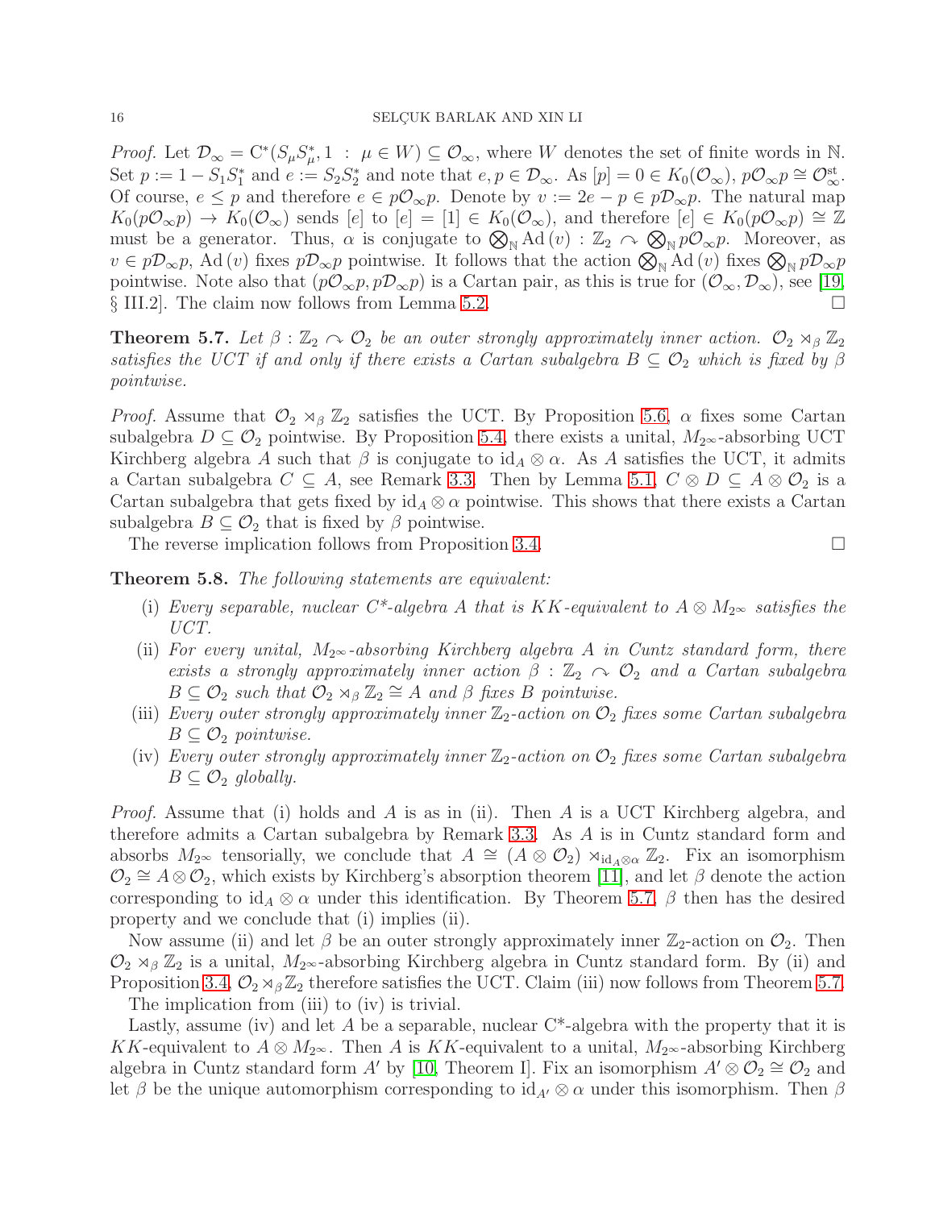*Proof.* Let $\mathcal{D}_\infty = \mathrm{C}^*(S_\mu S_\mu^*, 1 \,:\, \mu \in W) \subseteq \mathcal{O}_\infty$, where $W$ denotes the set of finite words in $\mathbb{N}$. Set $p := 1 - S_1 S_1^*$ and $e := S_2 S_2^*$ and note that $e, p \in \mathcal{D}_\infty$. As $[p] = 0 \in K_0(\mathcal{O}_\infty)$, $p\mathcal{O}_\infty p \cong \mathcal{O}_\infty^{\mathrm{st}}$. Of course, $e \leq p$ and therefore $e \in p\mathcal{O}_\infty p$. Denote by $v := 2e - p \in p\mathcal{D}_\infty p$. The natural map $K_0(p\mathcal{O}_\infty p) \to K_0(\mathcal{O}_\infty)$ sends $[e]$ to $[e] = [1] \in K_0(\mathcal{O}_\infty)$, and therefore $[e] \in K_0(p\mathcal{O}_\infty p) \cong \mathbb{Z}$ must be a generator. Thus, $\alpha$ is conjugate to $\bigotimes_{\mathbb{N}} \mathrm{Ad}\,(v) : \mathbb{Z}_2 \curvearrowright \bigotimes_{\mathbb{N}} p\mathcal{O}_\infty p$. Moreover, as $v \in p\mathcal{D}_\infty p$, $\mathrm{Ad}\,(v)$ fixes $p\mathcal{D}_\infty p$ pointwise. It follows that the action $\bigotimes_{\mathbb{N}} \mathrm{Ad}\,(v)$ fixes $\bigotimes_{\mathbb{N}} p\mathcal{D}_\infty p$ pointwise. Note also that $(p\mathcal{O}_\infty p, p\mathcal{D}_\infty p)$ is a Cartan pair, as this is true for $(\mathcal{O}_\infty, \mathcal{D}_\infty)$, see [19, § III.2]. The claim now follows from Lemma 5.2. $\square$

**Theorem 5.7.** *Let $\beta : \mathbb{Z}_2 \curvearrowright \mathcal{O}_2$ be an outer strongly approximately inner action. $\mathcal{O}_2 \rtimes_\beta \mathbb{Z}_2$ satisfies the UCT if and only if there exists a Cartan subalgebra $B \subseteq \mathcal{O}_2$ which is fixed by $\beta$ pointwise.*

*Proof.* Assume that $\mathcal{O}_2 \rtimes_\beta \mathbb{Z}_2$ satisfies the UCT. By Proposition 5.6, $\alpha$ fixes some Cartan subalgebra $D \subseteq \mathcal{O}_2$ pointwise. By Proposition 5.4, there exists a unital, $M_{2^\infty}$-absorbing UCT Kirchberg algebra $A$ such that $\beta$ is conjugate to $\mathrm{id}_A \otimes \alpha$. As $A$ satisfies the UCT, it admits a Cartan subalgebra $C \subseteq A$, see Remark 3.3. Then by Lemma 5.1, $C \otimes D \subseteq A \otimes \mathcal{O}_2$ is a Cartan subalgebra that gets fixed by $\mathrm{id}_A \otimes \alpha$ pointwise. This shows that there exists a Cartan subalgebra $B \subseteq \mathcal{O}_2$ that is fixed by $\beta$ pointwise.

The reverse implication follows from Proposition 3.4. $\square$

**Theorem 5.8.** *The following statements are equivalent:*

- (i) *Every separable, nuclear C\*-algebra $A$ that is $KK$-equivalent to $A \otimes M_{2^\infty}$ satisfies the UCT.*
- (ii) *For every unital, $M_{2^\infty}$-absorbing Kirchberg algebra $A$ in Cuntz standard form, there exists a strongly approximately inner action $\beta : \mathbb{Z}_2 \curvearrowright \mathcal{O}_2$ and a Cartan subalgebra $B \subseteq \mathcal{O}_2$ such that $\mathcal{O}_2 \rtimes_\beta \mathbb{Z}_2 \cong A$ and $\beta$ fixes $B$ pointwise.*
- (iii) *Every outer strongly approximately inner $\mathbb{Z}_2$-action on $\mathcal{O}_2$ fixes some Cartan subalgebra $B \subseteq \mathcal{O}_2$ pointwise.*
- (iv) *Every outer strongly approximately inner $\mathbb{Z}_2$-action on $\mathcal{O}_2$ fixes some Cartan subalgebra $B \subseteq \mathcal{O}_2$ globally.*

*Proof.* Assume that (i) holds and $A$ is as in (ii). Then $A$ is a UCT Kirchberg algebra, and therefore admits a Cartan subalgebra by Remark 3.3. As $A$ is in Cuntz standard form and absorbs $M_{2^\infty}$ tensorially, we conclude that $A \cong (A \otimes \mathcal{O}_2) \rtimes_{\mathrm{id}_A \otimes \alpha} \mathbb{Z}_2$. Fix an isomorphism $\mathcal{O}_2 \cong A \otimes \mathcal{O}_2$, which exists by Kirchberg's absorption theorem [11], and let $\beta$ denote the action corresponding to $\mathrm{id}_A \otimes \alpha$ under this identification. By Theorem 5.7, $\beta$ then has the desired property and we conclude that (i) implies (ii).

Now assume (ii) and let $\beta$ be an outer strongly approximately inner $\mathbb{Z}_2$-action on $\mathcal{O}_2$. Then $\mathcal{O}_2 \rtimes_\beta \mathbb{Z}_2$ is a unital, $M_{2^\infty}$-absorbing Kirchberg algebra in Cuntz standard form. By (ii) and Proposition 3.4, $\mathcal{O}_2 \rtimes_\beta \mathbb{Z}_2$ therefore satisfies the UCT. Claim (iii) now follows from Theorem 5.7.

The implication from (iii) to (iv) is trivial.

Lastly, assume (iv) and let $A$ be a separable, nuclear C\*-algebra with the property that it is $KK$-equivalent to $A \otimes M_{2^\infty}$. Then $A$ is $KK$-equivalent to a unital, $M_{2^\infty}$-absorbing Kirchberg algebra in Cuntz standard form $A'$ by [10, Theorem I]. Fix an isomorphism $A' \otimes \mathcal{O}_2 \cong \mathcal{O}_2$ and let $\beta$ be the unique automorphism corresponding to $\mathrm{id}_{A'} \otimes \alpha$ under this isomorphism. Then $\beta$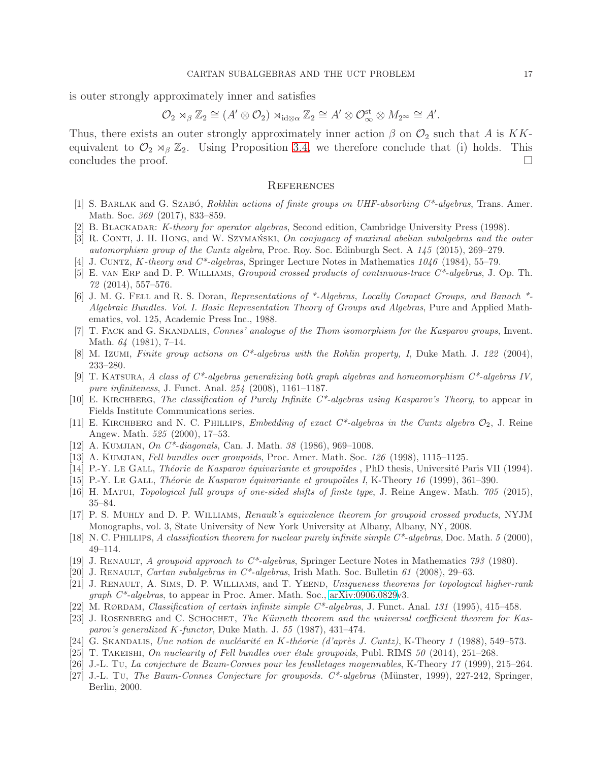is outer strongly approximately inner and satisfies

$$\mathcal{O}_2 \rtimes_\beta \mathbb{Z}_2 \cong (A' \otimes \mathcal{O}_2) \rtimes_{\mathrm{id}\otimes\alpha} \mathbb{Z}_2 \cong A' \otimes \mathcal{O}_\infty^{\mathrm{st}} \otimes M_{2^\infty} \cong A'.$$

Thus, there exists an outer strongly approximately inner action $\beta$ on $\mathcal{O}_2$ such that $A$ is $KK$-equivalent to $\mathcal{O}_2 \rtimes_\beta \mathbb{Z}_2$. Using Proposition 3.4, we therefore conclude that (i) holds. This concludes the proof. □

## References

[1] S. Barlak and G. Szabó, *Rokhlin actions of finite groups on UHF-absorbing C\*-algebras*, Trans. Amer. Math. Soc. *369* (2017), 833–859.

[2] B. Blackadar: *K-theory for operator algebras*, Second edition, Cambridge University Press (1998).

[3] R. Conti, J. H. Hong, and W. Szymański, *On conjugacy of maximal abelian subalgebras and the outer automorphism group of the Cuntz algebra*, Proc. Roy. Soc. Edinburgh Sect. A *145* (2015), 269–279.

[4] J. Cuntz, *K-theory and C\*-algebras*, Springer Lecture Notes in Mathematics *1046* (1984), 55–79.

[5] E. van Erp and D. P. Williams, *Groupoid crossed products of continuous-trace C\*-algebras*, J. Op. Th. *72* (2014), 557–576.

[6] J. M. G. Fell and R. S. Doran, *Representations of \*-Algebras, Locally Compact Groups, and Banach \*-Algebraic Bundles. Vol. I. Basic Representation Theory of Groups and Algebras*, Pure and Applied Mathematics, vol. 125, Academic Press Inc., 1988.

[7] T. Fack and G. Skandalis, *Connes' analogue of the Thom isomorphism for the Kasparov groups*, Invent. Math. *64* (1981), 7–14.

[8] M. Izumi, *Finite group actions on C\*-algebras with the Rohlin property, I*, Duke Math. J. *122* (2004), 233–280.

[9] T. Katsura, *A class of C\*-algebras generalizing both graph algebras and homeomorphism C\*-algebras IV, pure infiniteness*, J. Funct. Anal. *254* (2008), 1161–1187.

[10] E. Kirchberg, *The classification of Purely Infinite C\*-algebras using Kasparov's Theory*, to appear in Fields Institute Communications series.

[11] E. Kirchberg and N. C. Phillips, *Embedding of exact C\*-algebras in the Cuntz algebra $\mathcal{O}_2$*, J. Reine Angew. Math. *525* (2000), 17–53.

[12] A. Kumjian, *On C\*-diagonals*, Can. J. Math. *38* (1986), 969–1008.

[13] A. Kumjian, *Fell bundles over groupoids*, Proc. Amer. Math. Soc. *126* (1998), 1115–1125.

[14] P.-Y. Le Gall, *Théorie de Kasparov équivariante et groupoïdes* , PhD thesis, Université Paris VII (1994).

[15] P.-Y. Le Gall, *Théorie de Kasparov équivariante et groupoïdes I*, K-Theory *16* (1999), 361–390.

[16] H. Matui, *Topological full groups of one-sided shifts of finite type*, J. Reine Angew. Math. *705* (2015), 35–84.

[17] P. S. Muhly and D. P. Williams, *Renault's equivalence theorem for groupoid crossed products*, NYJM Monographs, vol. 3, State University of New York University at Albany, Albany, NY, 2008.

[18] N. C. Phillips, *A classification theorem for nuclear purely infinite simple C\*-algebras*, Doc. Math. *5* (2000), 49–114.

[19] J. Renault, *A groupoid approach to C\*-algebras*, Springer Lecture Notes in Mathematics *793* (1980).

[20] J. Renault, *Cartan subalgebras in C\*-algebras*, Irish Math. Soc. Bulletin *61* (2008), 29–63.

[21] J. Renault, A. Sims, D. P. Williams, and T. Yeend, *Uniqueness theorems for topological higher-rank graph C\*-algebras*, to appear in Proc. Amer. Math. Soc., arXiv:0906.0829v3.

[22] M. Rørdam, *Classification of certain infinite simple C\*-algebras*, J. Funct. Anal. *131* (1995), 415–458.

[23] J. Rosenberg and C. Schochet, *The Künneth theorem and the universal coefficient theorem for Kasparov's generalized K-functor*, Duke Math. J. *55* (1987), 431–474.

[24] G. Skandalis, *Une notion de nucléarité en K-théorie (d'après J. Cuntz)*, K-Theory *1* (1988), 549–573.

[25] T. Takeishi, *On nuclearity of Fell bundles over étale groupoids*, Publ. RIMS *50* (2014), 251–268.

[26] J.-L. Tu, *La conjecture de Baum-Connes pour les feuilletages moyennables*, K-Theory *17* (1999), 215–264.

[27] J.-L. Tu, *The Baum-Connes Conjecture for groupoids. C\*-algebras* (Münster, 1999), 227-242, Springer, Berlin, 2000.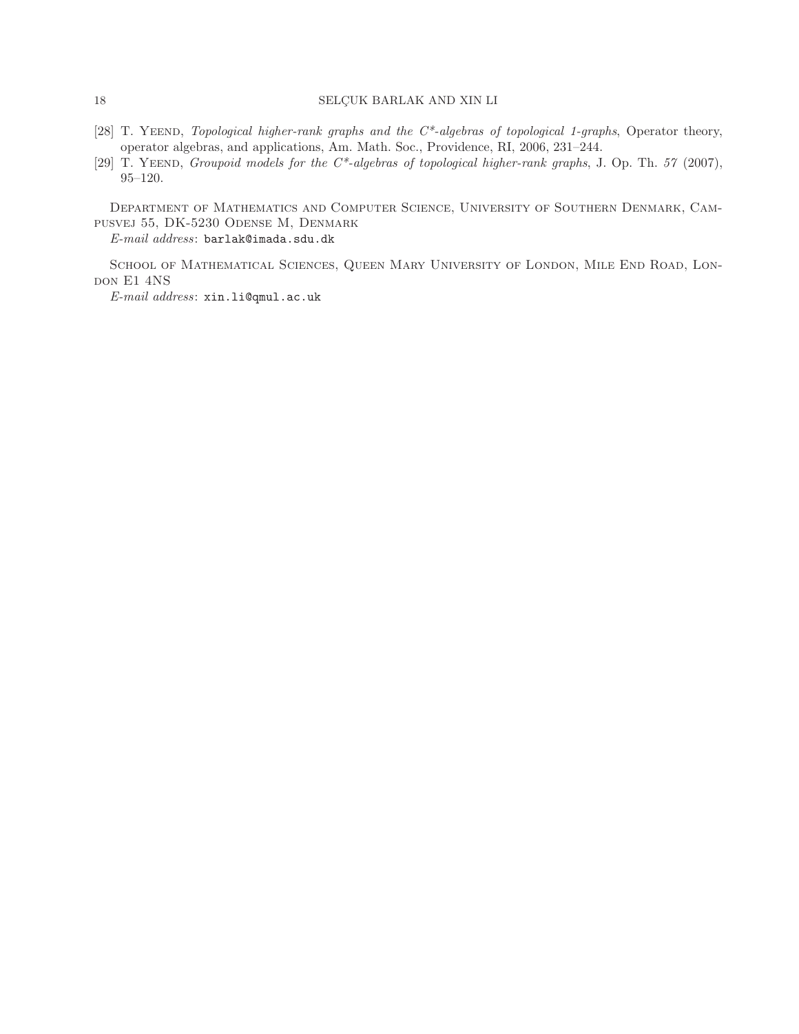[28] T. Yeend, *Topological higher-rank graphs and the C\*-algebras of topological 1-graphs*, Operator theory, operator algebras, and applications, Am. Math. Soc., Providence, RI, 2006, 231–244.

[29] T. Yeend, *Groupoid models for the C\*-algebras of topological higher-rank graphs*, J. Op. Th. *57* (2007), 95–120.

Department of Mathematics and Computer Science, University of Southern Denmark, Campusvej 55, DK-5230 Odense M, Denmark

*E-mail address*: barlak@imada.sdu.dk

School of Mathematical Sciences, Queen Mary University of London, Mile End Road, London E1 4NS

*E-mail address*: xin.li@qmul.ac.uk